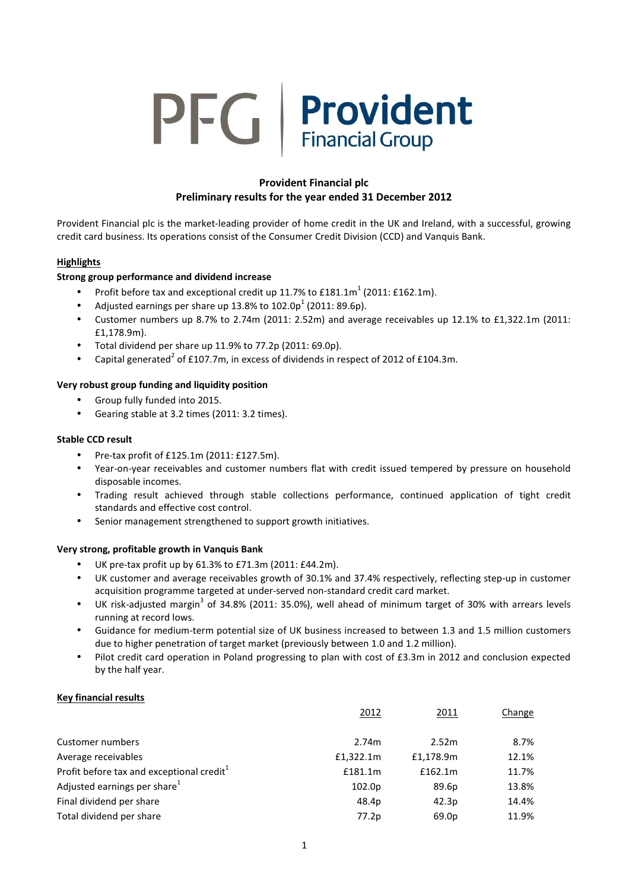PFG | **Provident** Financial Group

**Provident Financial plc**
**Preliminary results for the year ended 31 December 2012**

Provident Financial plc is the market-leading provider of home credit in the UK and Ireland, with a successful, growing credit card business. Its operations consist of the Consumer Credit Division (CCD) and Vanquis Bank.

## Highlights

**Strong group performance and dividend increase**

- Profit before tax and exceptional credit up 11.7% to £181.1m[1] (2011: £162.1m).
- Adjusted earnings per share up 13.8% to 102.0p[1] (2011: 89.6p).
- Customer numbers up 8.7% to 2.74m (2011: 2.52m) and average receivables up 12.1% to £1,322.1m (2011: £1,178.9m).
- Total dividend per share up 11.9% to 77.2p (2011: 69.0p).
- Capital generated[2] of £107.7m, in excess of dividends in respect of 2012 of £104.3m.

**Very robust group funding and liquidity position**

- Group fully funded into 2015.
- Gearing stable at 3.2 times (2011: 3.2 times).

**Stable CCD result**

- Pre-tax profit of £125.1m (2011: £127.5m).
- Year-on-year receivables and customer numbers flat with credit issued tempered by pressure on household disposable incomes.
- Trading result achieved through stable collections performance, continued application of tight credit standards and effective cost control.
- Senior management strengthened to support growth initiatives.

**Very strong, profitable growth in Vanquis Bank**

- UK pre-tax profit up by 61.3% to £71.3m (2011: £44.2m).
- UK customer and average receivables growth of 30.1% and 37.4% respectively, reflecting step-up in customer acquisition programme targeted at under-served non-standard credit card market.
- UK risk-adjusted margin[3] of 34.8% (2011: 35.0%), well ahead of minimum target of 30% with arrears levels running at record lows.
- Guidance for medium-term potential size of UK business increased to between 1.3 and 1.5 million customers due to higher penetration of target market (previously between 1.0 and 1.2 million).
- Pilot credit card operation in Poland progressing to plan with cost of £3.3m in 2012 and conclusion expected by the half year.

## Key financial results

| | 2012 | 2011 | Change |
|---|---|---|---|
| Customer numbers | 2.74m | 2.52m | 8.7% |
| Average receivables | £1,322.1m | £1,178.9m | 12.1% |
| Profit before tax and exceptional credit[1] | £181.1m | £162.1m | 11.7% |
| Adjusted earnings per share[1] | 102.0p | 89.6p | 13.8% |
| Final dividend per share | 48.4p | 42.3p | 14.4% |
| Total dividend per share | 77.2p | 69.0p | 11.9% |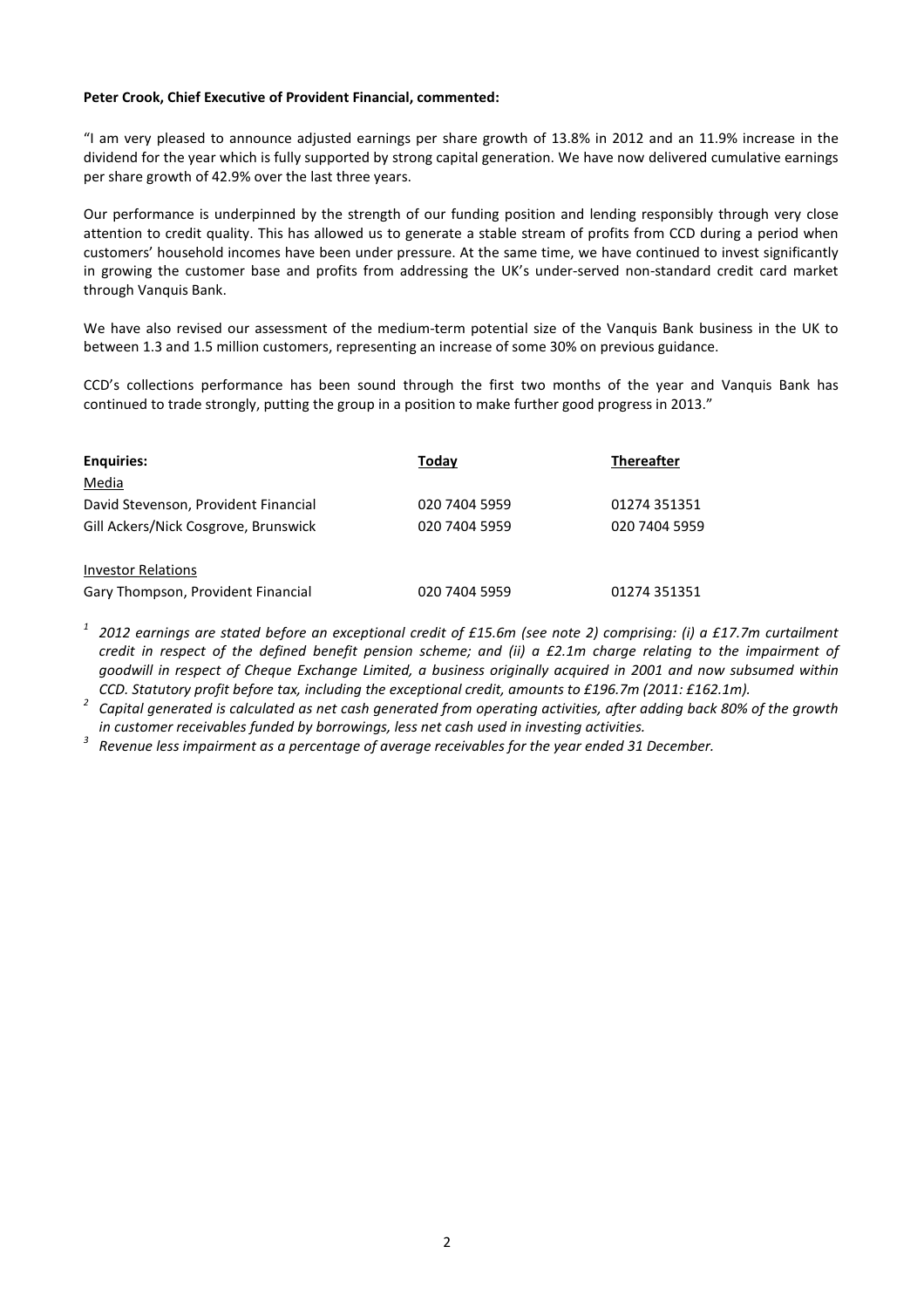**Peter Crook, Chief Executive of Provident Financial, commented:**

"I am very pleased to announce adjusted earnings per share growth of 13.8% in 2012 and an 11.9% increase in the dividend for the year which is fully supported by strong capital generation. We have now delivered cumulative earnings per share growth of 42.9% over the last three years.

Our performance is underpinned by the strength of our funding position and lending responsibly through very close attention to credit quality. This has allowed us to generate a stable stream of profits from CCD during a period when customers' household incomes have been under pressure. At the same time, we have continued to invest significantly in growing the customer base and profits from addressing the UK's under-served non-standard credit card market through Vanquis Bank.

We have also revised our assessment of the medium-term potential size of the Vanquis Bank business in the UK to between 1.3 and 1.5 million customers, representing an increase of some 30% on previous guidance.

CCD's collections performance has been sound through the first two months of the year and Vanquis Bank has continued to trade strongly, putting the group in a position to make further good progress in 2013."

| **Enquiries:** | Today | Thereafter |
|---|---|---|
| Media | | |
| David Stevenson, Provident Financial | 020 7404 5959 | 01274 351351 |
| Gill Ackers/Nick Cosgrove, Brunswick | 020 7404 5959 | 020 7404 5959 |
| | | |
| Investor Relations | | |
| Gary Thompson, Provident Financial | 020 7404 5959 | 01274 351351 |

[1] *2012 earnings are stated before an exceptional credit of £15.6m (see note 2) comprising: (i) a £17.7m curtailment credit in respect of the defined benefit pension scheme; and (ii) a £2.1m charge relating to the impairment of goodwill in respect of Cheque Exchange Limited, a business originally acquired in 2001 and now subsumed within CCD. Statutory profit before tax, including the exceptional credit, amounts to £196.7m (2011: £162.1m).*

[2] *Capital generated is calculated as net cash generated from operating activities, after adding back 80% of the growth in customer receivables funded by borrowings, less net cash used in investing activities.*

[3] *Revenue less impairment as a percentage of average receivables for the year ended 31 December.*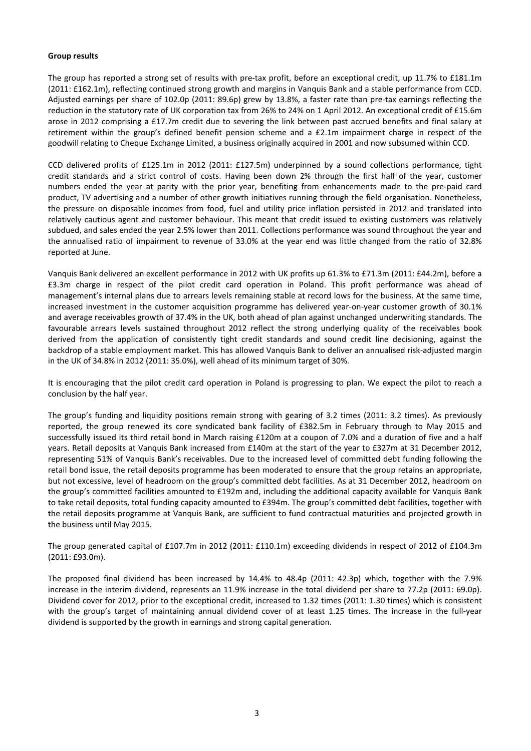**Group results**

The group has reported a strong set of results with pre-tax profit, before an exceptional credit, up 11.7% to £181.1m (2011: £162.1m), reflecting continued strong growth and margins in Vanquis Bank and a stable performance from CCD. Adjusted earnings per share of 102.0p (2011: 89.6p) grew by 13.8%, a faster rate than pre-tax earnings reflecting the reduction in the statutory rate of UK corporation tax from 26% to 24% on 1 April 2012. An exceptional credit of £15.6m arose in 2012 comprising a £17.7m credit due to severing the link between past accrued benefits and final salary at retirement within the group's defined benefit pension scheme and a £2.1m impairment charge in respect of the goodwill relating to Cheque Exchange Limited, a business originally acquired in 2001 and now subsumed within CCD.

CCD delivered profits of £125.1m in 2012 (2011: £127.5m) underpinned by a sound collections performance, tight credit standards and a strict control of costs. Having been down 2% through the first half of the year, customer numbers ended the year at parity with the prior year, benefiting from enhancements made to the pre-paid card product, TV advertising and a number of other growth initiatives running through the field organisation. Nonetheless, the pressure on disposable incomes from food, fuel and utility price inflation persisted in 2012 and translated into relatively cautious agent and customer behaviour. This meant that credit issued to existing customers was relatively subdued, and sales ended the year 2.5% lower than 2011. Collections performance was sound throughout the year and the annualised ratio of impairment to revenue of 33.0% at the year end was little changed from the ratio of 32.8% reported at June.

Vanquis Bank delivered an excellent performance in 2012 with UK profits up 61.3% to £71.3m (2011: £44.2m), before a £3.3m charge in respect of the pilot credit card operation in Poland. This profit performance was ahead of management's internal plans due to arrears levels remaining stable at record lows for the business. At the same time, increased investment in the customer acquisition programme has delivered year-on-year customer growth of 30.1% and average receivables growth of 37.4% in the UK, both ahead of plan against unchanged underwriting standards. The favourable arrears levels sustained throughout 2012 reflect the strong underlying quality of the receivables book derived from the application of consistently tight credit standards and sound credit line decisioning, against the backdrop of a stable employment market. This has allowed Vanquis Bank to deliver an annualised risk-adjusted margin in the UK of 34.8% in 2012 (2011: 35.0%), well ahead of its minimum target of 30%.

It is encouraging that the pilot credit card operation in Poland is progressing to plan. We expect the pilot to reach a conclusion by the half year.

The group's funding and liquidity positions remain strong with gearing of 3.2 times (2011: 3.2 times). As previously reported, the group renewed its core syndicated bank facility of £382.5m in February through to May 2015 and successfully issued its third retail bond in March raising £120m at a coupon of 7.0% and a duration of five and a half years. Retail deposits at Vanquis Bank increased from £140m at the start of the year to £327m at 31 December 2012, representing 51% of Vanquis Bank's receivables. Due to the increased level of committed debt funding following the retail bond issue, the retail deposits programme has been moderated to ensure that the group retains an appropriate, but not excessive, level of headroom on the group's committed debt facilities. As at 31 December 2012, headroom on the group's committed facilities amounted to £192m and, including the additional capacity available for Vanquis Bank to take retail deposits, total funding capacity amounted to £394m. The group's committed debt facilities, together with the retail deposits programme at Vanquis Bank, are sufficient to fund contractual maturities and projected growth in the business until May 2015.

The group generated capital of £107.7m in 2012 (2011: £110.1m) exceeding dividends in respect of 2012 of £104.3m (2011: £93.0m).

The proposed final dividend has been increased by 14.4% to 48.4p (2011: 42.3p) which, together with the 7.9% increase in the interim dividend, represents an 11.9% increase in the total dividend per share to 77.2p (2011: 69.0p). Dividend cover for 2012, prior to the exceptional credit, increased to 1.32 times (2011: 1.30 times) which is consistent with the group's target of maintaining annual dividend cover of at least 1.25 times. The increase in the full-year dividend is supported by the growth in earnings and strong capital generation.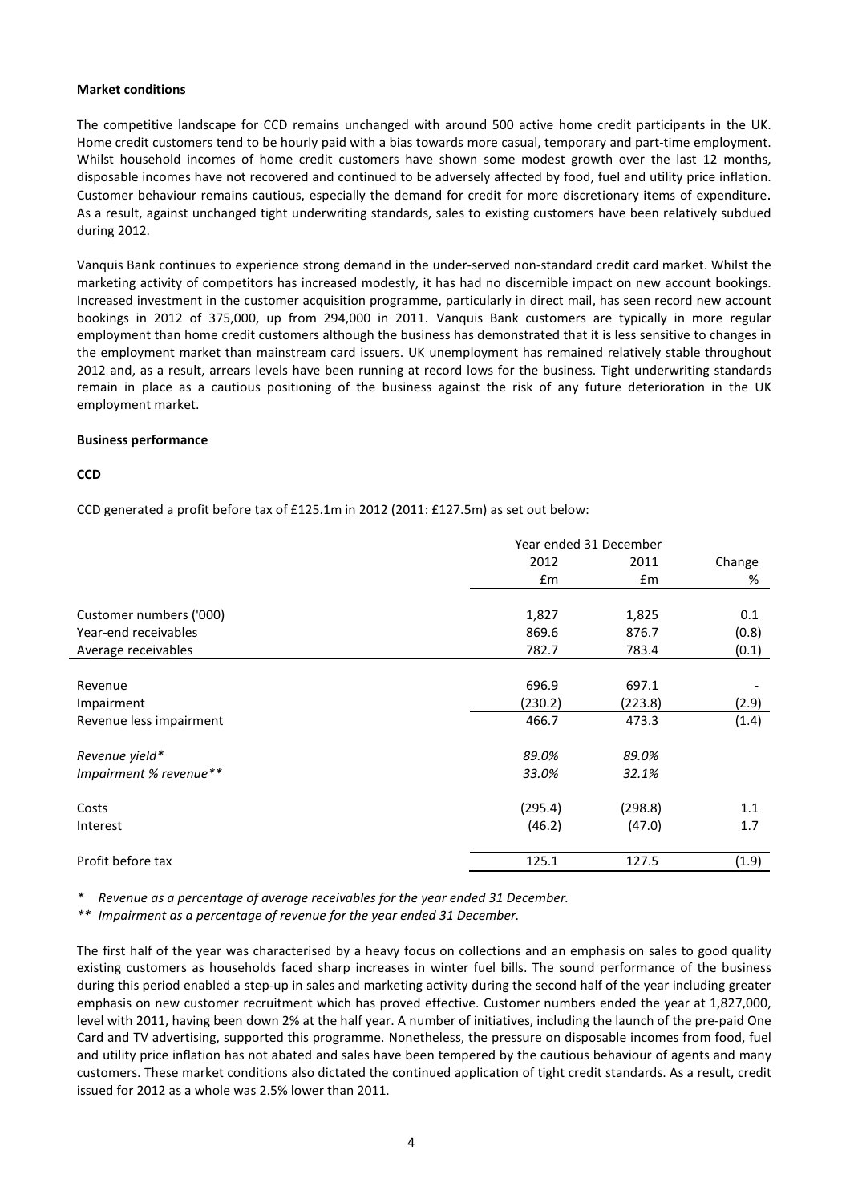**Market conditions**

The competitive landscape for CCD remains unchanged with around 500 active home credit participants in the UK. Home credit customers tend to be hourly paid with a bias towards more casual, temporary and part-time employment. Whilst household incomes of home credit customers have shown some modest growth over the last 12 months, disposable incomes have not recovered and continued to be adversely affected by food, fuel and utility price inflation. Customer behaviour remains cautious, especially the demand for credit for more discretionary items of expenditure. As a result, against unchanged tight underwriting standards, sales to existing customers have been relatively subdued during 2012.

Vanquis Bank continues to experience strong demand in the under-served non-standard credit card market. Whilst the marketing activity of competitors has increased modestly, it has had no discernible impact on new account bookings. Increased investment in the customer acquisition programme, particularly in direct mail, has seen record new account bookings in 2012 of 375,000, up from 294,000 in 2011. Vanquis Bank customers are typically in more regular employment than home credit customers although the business has demonstrated that it is less sensitive to changes in the employment market than mainstream card issuers. UK unemployment has remained relatively stable throughout 2012 and, as a result, arrears levels have been running at record lows for the business. Tight underwriting standards remain in place as a cautious positioning of the business against the risk of any future deterioration in the UK employment market.

**Business performance**

**CCD**

CCD generated a profit before tax of £125.1m in 2012 (2011: £127.5m) as set out below:

| | Year ended 31 December | | |
|---|---|---|---|
| | 2012 | 2011 | Change |
| | £m | £m | % |
| Customer numbers ('000) | 1,827 | 1,825 | 0.1 |
| Year-end receivables | 869.6 | 876.7 | (0.8) |
| Average receivables | 782.7 | 783.4 | (0.1) |
| Revenue | 696.9 | 697.1 | - |
| Impairment | (230.2) | (223.8) | (2.9) |
| Revenue less impairment | 466.7 | 473.3 | (1.4) |
| *Revenue yield** | *89.0%* | *89.0%* | |
| *Impairment % revenue*** | *33.0%* | *32.1%* | |
| Costs | (295.4) | (298.8) | 1.1 |
| Interest | (46.2) | (47.0) | 1.7 |
| Profit before tax | 125.1 | 127.5 | (1.9) |

\* *Revenue as a percentage of average receivables for the year ended 31 December.*

\** *Impairment as a percentage of revenue for the year ended 31 December.*

The first half of the year was characterised by a heavy focus on collections and an emphasis on sales to good quality existing customers as households faced sharp increases in winter fuel bills. The sound performance of the business during this period enabled a step-up in sales and marketing activity during the second half of the year including greater emphasis on new customer recruitment which has proved effective. Customer numbers ended the year at 1,827,000, level with 2011, having been down 2% at the half year. A number of initiatives, including the launch of the pre-paid One Card and TV advertising, supported this programme. Nonetheless, the pressure on disposable incomes from food, fuel and utility price inflation has not abated and sales have been tempered by the cautious behaviour of agents and many customers. These market conditions also dictated the continued application of tight credit standards. As a result, credit issued for 2012 as a whole was 2.5% lower than 2011.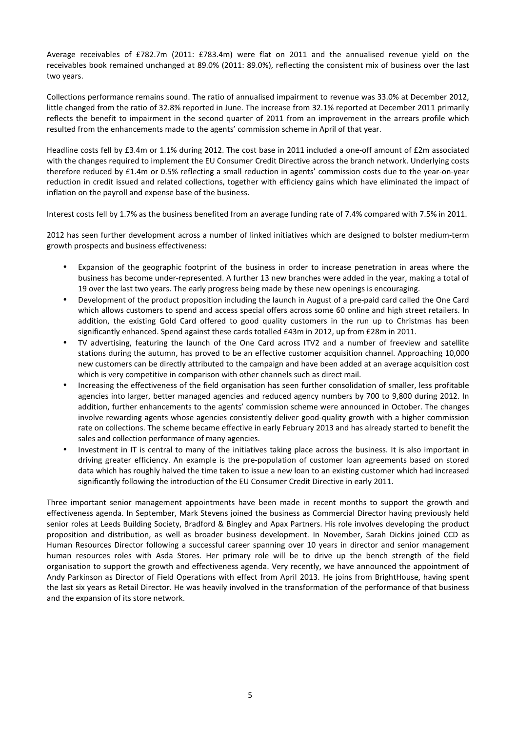Average receivables of £782.7m (2011: £783.4m) were flat on 2011 and the annualised revenue yield on the receivables book remained unchanged at 89.0% (2011: 89.0%), reflecting the consistent mix of business over the last two years.

Collections performance remains sound. The ratio of annualised impairment to revenue was 33.0% at December 2012, little changed from the ratio of 32.8% reported in June. The increase from 32.1% reported at December 2011 primarily reflects the benefit to impairment in the second quarter of 2011 from an improvement in the arrears profile which resulted from the enhancements made to the agents' commission scheme in April of that year.

Headline costs fell by £3.4m or 1.1% during 2012. The cost base in 2011 included a one-off amount of £2m associated with the changes required to implement the EU Consumer Credit Directive across the branch network. Underlying costs therefore reduced by £1.4m or 0.5% reflecting a small reduction in agents' commission costs due to the year-on-year reduction in credit issued and related collections, together with efficiency gains which have eliminated the impact of inflation on the payroll and expense base of the business.

Interest costs fell by 1.7% as the business benefited from an average funding rate of 7.4% compared with 7.5% in 2011.

2012 has seen further development across a number of linked initiatives which are designed to bolster medium-term growth prospects and business effectiveness:

- Expansion of the geographic footprint of the business in order to increase penetration in areas where the business has become under-represented. A further 13 new branches were added in the year, making a total of 19 over the last two years. The early progress being made by these new openings is encouraging.
- Development of the product proposition including the launch in August of a pre-paid card called the One Card which allows customers to spend and access special offers across some 60 online and high street retailers. In addition, the existing Gold Card offered to good quality customers in the run up to Christmas has been significantly enhanced. Spend against these cards totalled £43m in 2012, up from £28m in 2011.
- TV advertising, featuring the launch of the One Card across ITV2 and a number of freeview and satellite stations during the autumn, has proved to be an effective customer acquisition channel. Approaching 10,000 new customers can be directly attributed to the campaign and have been added at an average acquisition cost which is very competitive in comparison with other channels such as direct mail.
- Increasing the effectiveness of the field organisation has seen further consolidation of smaller, less profitable agencies into larger, better managed agencies and reduced agency numbers by 700 to 9,800 during 2012. In addition, further enhancements to the agents' commission scheme were announced in October. The changes involve rewarding agents whose agencies consistently deliver good-quality growth with a higher commission rate on collections. The scheme became effective in early February 2013 and has already started to benefit the sales and collection performance of many agencies.
- Investment in IT is central to many of the initiatives taking place across the business. It is also important in driving greater efficiency. An example is the pre-population of customer loan agreements based on stored data which has roughly halved the time taken to issue a new loan to an existing customer which had increased significantly following the introduction of the EU Consumer Credit Directive in early 2011.

Three important senior management appointments have been made in recent months to support the growth and effectiveness agenda. In September, Mark Stevens joined the business as Commercial Director having previously held senior roles at Leeds Building Society, Bradford & Bingley and Apax Partners. His role involves developing the product proposition and distribution, as well as broader business development. In November, Sarah Dickins joined CCD as Human Resources Director following a successful career spanning over 10 years in director and senior management human resources roles with Asda Stores. Her primary role will be to drive up the bench strength of the field organisation to support the growth and effectiveness agenda. Very recently, we have announced the appointment of Andy Parkinson as Director of Field Operations with effect from April 2013. He joins from BrightHouse, having spent the last six years as Retail Director. He was heavily involved in the transformation of the performance of that business and the expansion of its store network.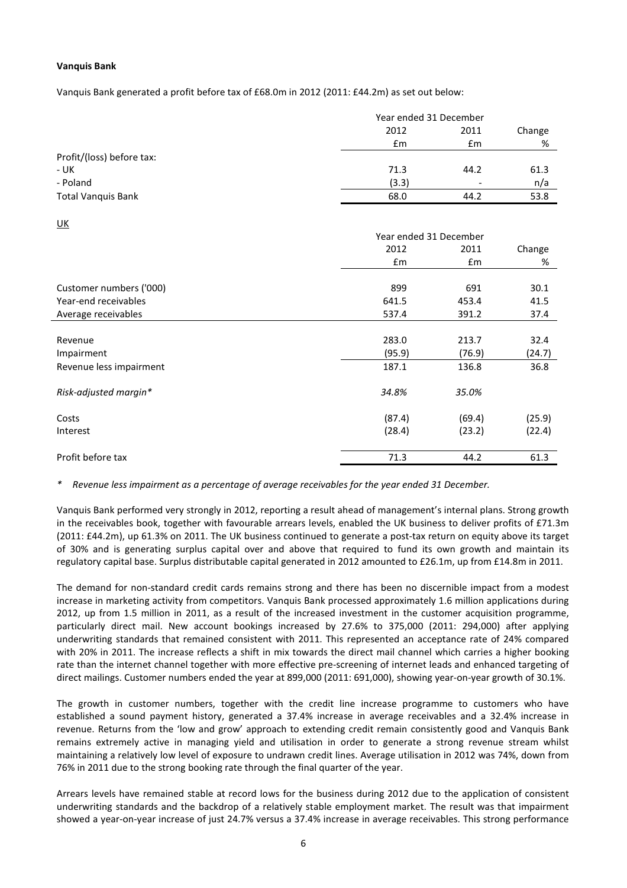**Vanquis Bank**

Vanquis Bank generated a profit before tax of £68.0m in 2012 (2011: £44.2m) as set out below:

| | Year ended 31 December | | |
|---|---|---|---|
| | 2012 | 2011 | Change |
| | £m | £m | % |
| Profit/(loss) before tax: | | | |
| - UK | 71.3 | 44.2 | 61.3 |
| - Poland | (3.3) | - | n/a |
| Total Vanquis Bank | 68.0 | 44.2 | 53.8 |

UK

| | Year ended 31 December | | |
|---|---|---|---|
| | 2012 | 2011 | Change |
| | £m | £m | % |
| Customer numbers ('000) | 899 | 691 | 30.1 |
| Year-end receivables | 641.5 | 453.4 | 41.5 |
| Average receivables | 537.4 | 391.2 | 37.4 |
| Revenue | 283.0 | 213.7 | 32.4 |
| Impairment | (95.9) | (76.9) | (24.7) |
| Revenue less impairment | 187.1 | 136.8 | 36.8 |
| *Risk-adjusted margin** | *34.8%* | *35.0%* | |
| Costs | (87.4) | (69.4) | (25.9) |
| Interest | (28.4) | (23.2) | (22.4) |
| Profit before tax | 71.3 | 44.2 | 61.3 |

*\* Revenue less impairment as a percentage of average receivables for the year ended 31 December.*

Vanquis Bank performed very strongly in 2012, reporting a result ahead of management's internal plans. Strong growth in the receivables book, together with favourable arrears levels, enabled the UK business to deliver profits of £71.3m (2011: £44.2m), up 61.3% on 2011. The UK business continued to generate a post-tax return on equity above its target of 30% and is generating surplus capital over and above that required to fund its own growth and maintain its regulatory capital base. Surplus distributable capital generated in 2012 amounted to £26.1m, up from £14.8m in 2011.

The demand for non-standard credit cards remains strong and there has been no discernible impact from a modest increase in marketing activity from competitors. Vanquis Bank processed approximately 1.6 million applications during 2012, up from 1.5 million in 2011, as a result of the increased investment in the customer acquisition programme, particularly direct mail. New account bookings increased by 27.6% to 375,000 (2011: 294,000) after applying underwriting standards that remained consistent with 2011. This represented an acceptance rate of 24% compared with 20% in 2011. The increase reflects a shift in mix towards the direct mail channel which carries a higher booking rate than the internet channel together with more effective pre-screening of internet leads and enhanced targeting of direct mailings. Customer numbers ended the year at 899,000 (2011: 691,000), showing year-on-year growth of 30.1%.

The growth in customer numbers, together with the credit line increase programme to customers who have established a sound payment history, generated a 37.4% increase in average receivables and a 32.4% increase in revenue. Returns from the 'low and grow' approach to extending credit remain consistently good and Vanquis Bank remains extremely active in managing yield and utilisation in order to generate a strong revenue stream whilst maintaining a relatively low level of exposure to undrawn credit lines. Average utilisation in 2012 was 74%, down from 76% in 2011 due to the strong booking rate through the final quarter of the year.

Arrears levels have remained stable at record lows for the business during 2012 due to the application of consistent underwriting standards and the backdrop of a relatively stable employment market. The result was that impairment showed a year-on-year increase of just 24.7% versus a 37.4% increase in average receivables. This strong performance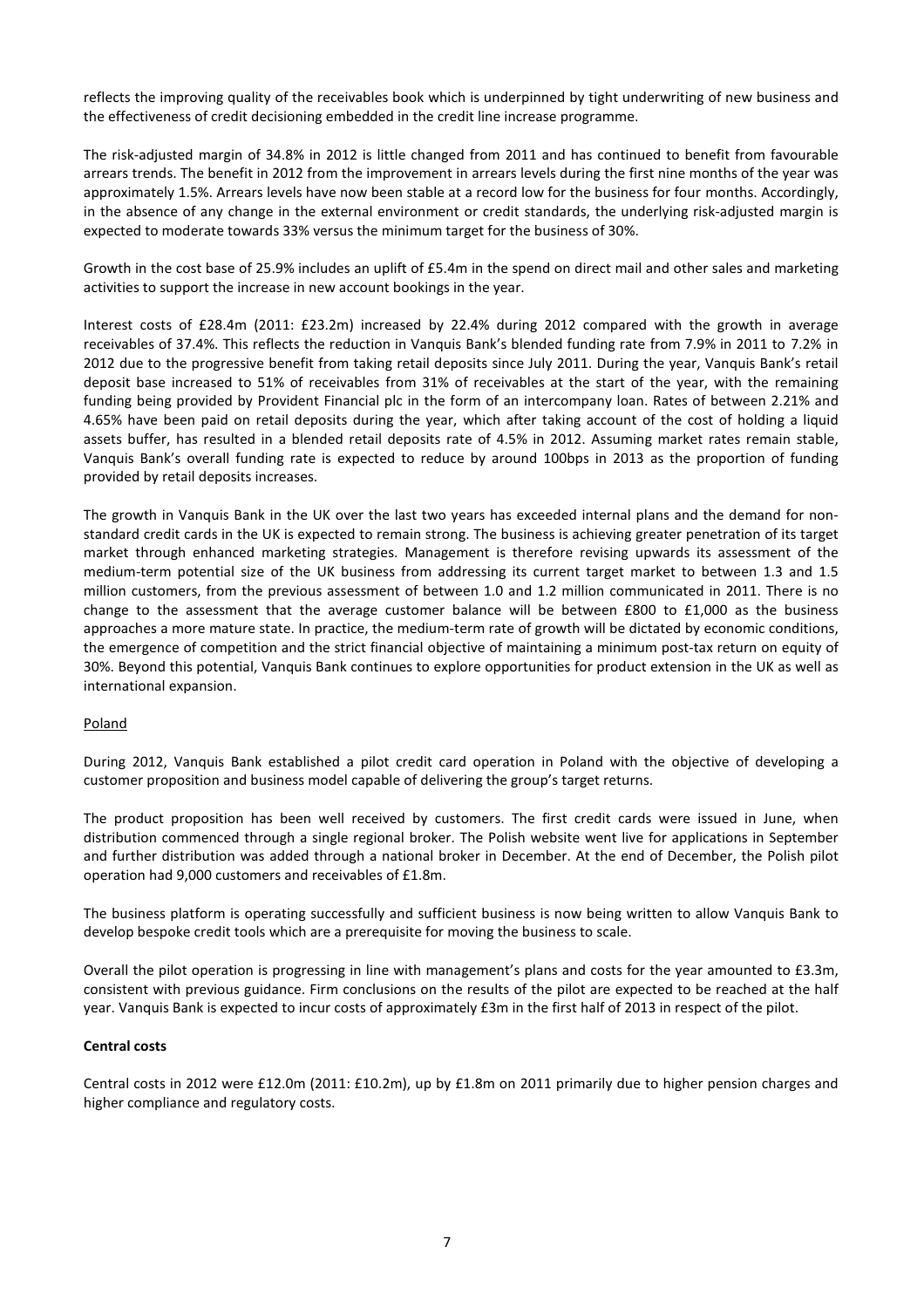reflects the improving quality of the receivables book which is underpinned by tight underwriting of new business and the effectiveness of credit decisioning embedded in the credit line increase programme.

The risk-adjusted margin of 34.8% in 2012 is little changed from 2011 and has continued to benefit from favourable arrears trends. The benefit in 2012 from the improvement in arrears levels during the first nine months of the year was approximately 1.5%. Arrears levels have now been stable at a record low for the business for four months. Accordingly, in the absence of any change in the external environment or credit standards, the underlying risk-adjusted margin is expected to moderate towards 33% versus the minimum target for the business of 30%.

Growth in the cost base of 25.9% includes an uplift of £5.4m in the spend on direct mail and other sales and marketing activities to support the increase in new account bookings in the year.

Interest costs of £28.4m (2011: £23.2m) increased by 22.4% during 2012 compared with the growth in average receivables of 37.4%. This reflects the reduction in Vanquis Bank's blended funding rate from 7.9% in 2011 to 7.2% in 2012 due to the progressive benefit from taking retail deposits since July 2011. During the year, Vanquis Bank's retail deposit base increased to 51% of receivables from 31% of receivables at the start of the year, with the remaining funding being provided by Provident Financial plc in the form of an intercompany loan. Rates of between 2.21% and 4.65% have been paid on retail deposits during the year, which after taking account of the cost of holding a liquid assets buffer, has resulted in a blended retail deposits rate of 4.5% in 2012. Assuming market rates remain stable, Vanquis Bank's overall funding rate is expected to reduce by around 100bps in 2013 as the proportion of funding provided by retail deposits increases.

The growth in Vanquis Bank in the UK over the last two years has exceeded internal plans and the demand for non-standard credit cards in the UK is expected to remain strong. The business is achieving greater penetration of its target market through enhanced marketing strategies. Management is therefore revising upwards its assessment of the medium-term potential size of the UK business from addressing its current target market to between 1.3 and 1.5 million customers, from the previous assessment of between 1.0 and 1.2 million communicated in 2011. There is no change to the assessment that the average customer balance will be between £800 to £1,000 as the business approaches a more mature state. In practice, the medium-term rate of growth will be dictated by economic conditions, the emergence of competition and the strict financial objective of maintaining a minimum post-tax return on equity of 30%. Beyond this potential, Vanquis Bank continues to explore opportunities for product extension in the UK as well as international expansion.

Poland

During 2012, Vanquis Bank established a pilot credit card operation in Poland with the objective of developing a customer proposition and business model capable of delivering the group's target returns.

The product proposition has been well received by customers. The first credit cards were issued in June, when distribution commenced through a single regional broker. The Polish website went live for applications in September and further distribution was added through a national broker in December. At the end of December, the Polish pilot operation had 9,000 customers and receivables of £1.8m.

The business platform is operating successfully and sufficient business is now being written to allow Vanquis Bank to develop bespoke credit tools which are a prerequisite for moving the business to scale.

Overall the pilot operation is progressing in line with management's plans and costs for the year amounted to £3.3m, consistent with previous guidance. Firm conclusions on the results of the pilot are expected to be reached at the half year. Vanquis Bank is expected to incur costs of approximately £3m in the first half of 2013 in respect of the pilot.

**Central costs**

Central costs in 2012 were £12.0m (2011: £10.2m), up by £1.8m on 2011 primarily due to higher pension charges and higher compliance and regulatory costs.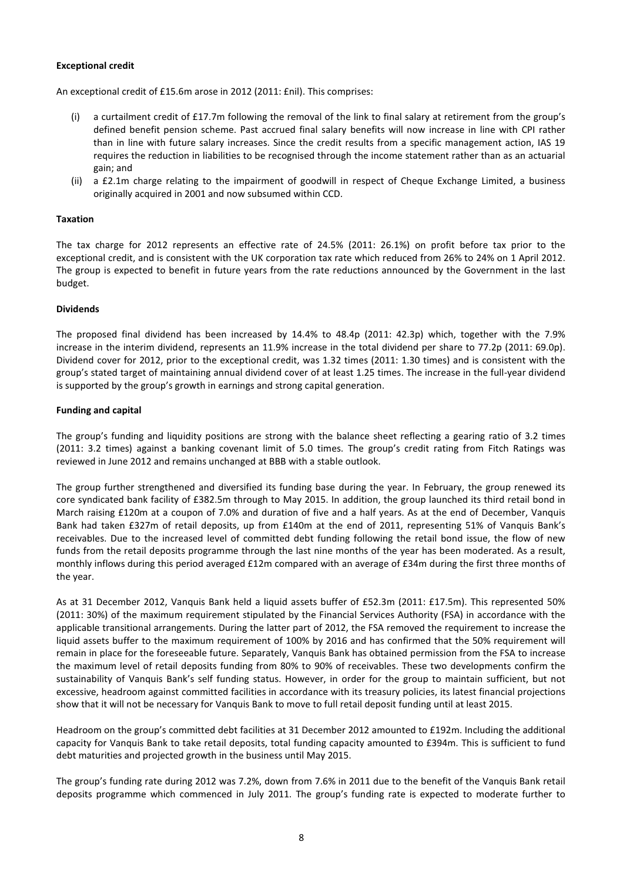**Exceptional credit**

An exceptional credit of £15.6m arose in 2012 (2011: £nil). This comprises:

(i) a curtailment credit of £17.7m following the removal of the link to final salary at retirement from the group's defined benefit pension scheme. Past accrued final salary benefits will now increase in line with CPI rather than in line with future salary increases. Since the credit results from a specific management action, IAS 19 requires the reduction in liabilities to be recognised through the income statement rather than as an actuarial gain; and

(ii) a £2.1m charge relating to the impairment of goodwill in respect of Cheque Exchange Limited, a business originally acquired in 2001 and now subsumed within CCD.

**Taxation**

The tax charge for 2012 represents an effective rate of 24.5% (2011: 26.1%) on profit before tax prior to the exceptional credit, and is consistent with the UK corporation tax rate which reduced from 26% to 24% on 1 April 2012. The group is expected to benefit in future years from the rate reductions announced by the Government in the last budget.

**Dividends**

The proposed final dividend has been increased by 14.4% to 48.4p (2011: 42.3p) which, together with the 7.9% increase in the interim dividend, represents an 11.9% increase in the total dividend per share to 77.2p (2011: 69.0p). Dividend cover for 2012, prior to the exceptional credit, was 1.32 times (2011: 1.30 times) and is consistent with the group's stated target of maintaining annual dividend cover of at least 1.25 times. The increase in the full-year dividend is supported by the group's growth in earnings and strong capital generation.

**Funding and capital**

The group's funding and liquidity positions are strong with the balance sheet reflecting a gearing ratio of 3.2 times (2011: 3.2 times) against a banking covenant limit of 5.0 times. The group's credit rating from Fitch Ratings was reviewed in June 2012 and remains unchanged at BBB with a stable outlook.

The group further strengthened and diversified its funding base during the year. In February, the group renewed its core syndicated bank facility of £382.5m through to May 2015. In addition, the group launched its third retail bond in March raising £120m at a coupon of 7.0% and duration of five and a half years. As at the end of December, Vanquis Bank had taken £327m of retail deposits, up from £140m at the end of 2011, representing 51% of Vanquis Bank's receivables. Due to the increased level of committed debt funding following the retail bond issue, the flow of new funds from the retail deposits programme through the last nine months of the year has been moderated. As a result, monthly inflows during this period averaged £12m compared with an average of £34m during the first three months of the year.

As at 31 December 2012, Vanquis Bank held a liquid assets buffer of £52.3m (2011: £17.5m). This represented 50% (2011: 30%) of the maximum requirement stipulated by the Financial Services Authority (FSA) in accordance with the applicable transitional arrangements. During the latter part of 2012, the FSA removed the requirement to increase the liquid assets buffer to the maximum requirement of 100% by 2016 and has confirmed that the 50% requirement will remain in place for the foreseeable future. Separately, Vanquis Bank has obtained permission from the FSA to increase the maximum level of retail deposits funding from 80% to 90% of receivables. These two developments confirm the sustainability of Vanquis Bank's self funding status. However, in order for the group to maintain sufficient, but not excessive, headroom against committed facilities in accordance with its treasury policies, its latest financial projections show that it will not be necessary for Vanquis Bank to move to full retail deposit funding until at least 2015.

Headroom on the group's committed debt facilities at 31 December 2012 amounted to £192m. Including the additional capacity for Vanquis Bank to take retail deposits, total funding capacity amounted to £394m. This is sufficient to fund debt maturities and projected growth in the business until May 2015.

The group's funding rate during 2012 was 7.2%, down from 7.6% in 2011 due to the benefit of the Vanquis Bank retail deposits programme which commenced in July 2011. The group's funding rate is expected to moderate further to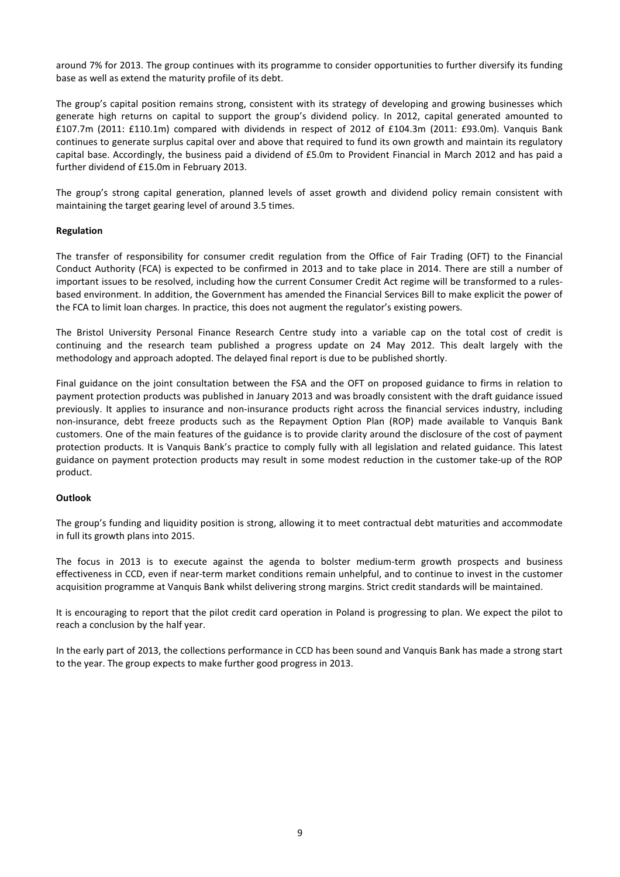around 7% for 2013. The group continues with its programme to consider opportunities to further diversify its funding base as well as extend the maturity profile of its debt.

The group's capital position remains strong, consistent with its strategy of developing and growing businesses which generate high returns on capital to support the group's dividend policy. In 2012, capital generated amounted to £107.7m (2011: £110.1m) compared with dividends in respect of 2012 of £104.3m (2011: £93.0m). Vanquis Bank continues to generate surplus capital over and above that required to fund its own growth and maintain its regulatory capital base. Accordingly, the business paid a dividend of £5.0m to Provident Financial in March 2012 and has paid a further dividend of £15.0m in February 2013.

The group's strong capital generation, planned levels of asset growth and dividend policy remain consistent with maintaining the target gearing level of around 3.5 times.

**Regulation**

The transfer of responsibility for consumer credit regulation from the Office of Fair Trading (OFT) to the Financial Conduct Authority (FCA) is expected to be confirmed in 2013 and to take place in 2014. There are still a number of important issues to be resolved, including how the current Consumer Credit Act regime will be transformed to a rules-based environment. In addition, the Government has amended the Financial Services Bill to make explicit the power of the FCA to limit loan charges. In practice, this does not augment the regulator's existing powers.

The Bristol University Personal Finance Research Centre study into a variable cap on the total cost of credit is continuing and the research team published a progress update on 24 May 2012. This dealt largely with the methodology and approach adopted. The delayed final report is due to be published shortly.

Final guidance on the joint consultation between the FSA and the OFT on proposed guidance to firms in relation to payment protection products was published in January 2013 and was broadly consistent with the draft guidance issued previously. It applies to insurance and non-insurance products right across the financial services industry, including non-insurance, debt freeze products such as the Repayment Option Plan (ROP) made available to Vanquis Bank customers. One of the main features of the guidance is to provide clarity around the disclosure of the cost of payment protection products. It is Vanquis Bank's practice to comply fully with all legislation and related guidance. This latest guidance on payment protection products may result in some modest reduction in the customer take-up of the ROP product.

**Outlook**

The group's funding and liquidity position is strong, allowing it to meet contractual debt maturities and accommodate in full its growth plans into 2015.

The focus in 2013 is to execute against the agenda to bolster medium-term growth prospects and business effectiveness in CCD, even if near-term market conditions remain unhelpful, and to continue to invest in the customer acquisition programme at Vanquis Bank whilst delivering strong margins. Strict credit standards will be maintained.

It is encouraging to report that the pilot credit card operation in Poland is progressing to plan. We expect the pilot to reach a conclusion by the half year.

In the early part of 2013, the collections performance in CCD has been sound and Vanquis Bank has made a strong start to the year. The group expects to make further good progress in 2013.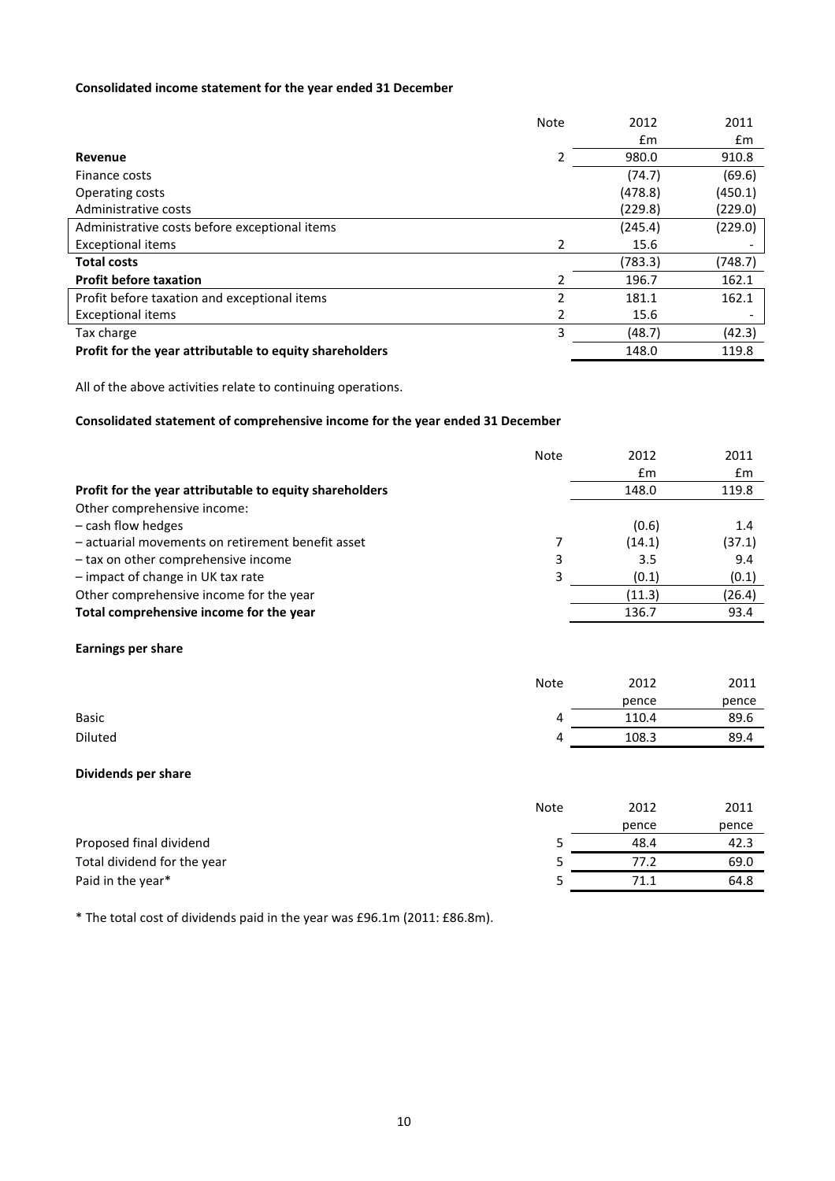**Consolidated income statement for the year ended 31 December**

| | Note | 2012 | 2011 |
|---|---|---|---|
| | | £m | £m |
| **Revenue** | 2 | 980.0 | 910.8 |
| Finance costs | | (74.7) | (69.6) |
| Operating costs | | (478.8) | (450.1) |
| Administrative costs | | (229.8) | (229.0) |
| Administrative costs before exceptional items | | (245.4) | (229.0) |
| Exceptional items | 2 | 15.6 | - |
| **Total costs** | | (783.3) | (748.7) |
| **Profit before taxation** | 2 | 196.7 | 162.1 |
| Profit before taxation and exceptional items | 2 | 181.1 | 162.1 |
| Exceptional items | 2 | 15.6 | - |
| Tax charge | 3 | (48.7) | (42.3) |
| **Profit for the year attributable to equity shareholders** | | 148.0 | 119.8 |

All of the above activities relate to continuing operations.

**Consolidated statement of comprehensive income for the year ended 31 December**

| | Note | 2012 | 2011 |
|---|---|---|---|
| | | £m | £m |
| **Profit for the year attributable to equity shareholders** | | 148.0 | 119.8 |
| Other comprehensive income: | | | |
| – cash flow hedges | | (0.6) | 1.4 |
| – actuarial movements on retirement benefit asset | 7 | (14.1) | (37.1) |
| – tax on other comprehensive income | 3 | 3.5 | 9.4 |
| – impact of change in UK tax rate | 3 | (0.1) | (0.1) |
| Other comprehensive income for the year | | (11.3) | (26.4) |
| **Total comprehensive income for the year** | | 136.7 | 93.4 |

**Earnings per share**

| | Note | 2012 | 2011 |
|---|---|---|---|
| | | pence | pence |
| Basic | 4 | 110.4 | 89.6 |
| Diluted | 4 | 108.3 | 89.4 |

**Dividends per share**

| | Note | 2012 | 2011 |
|---|---|---|---|
| | | pence | pence |
| Proposed final dividend | 5 | 48.4 | 42.3 |
| Total dividend for the year | 5 | 77.2 | 69.0 |
| Paid in the year* | 5 | 71.1 | 64.8 |

* The total cost of dividends paid in the year was £96.1m (2011: £86.8m).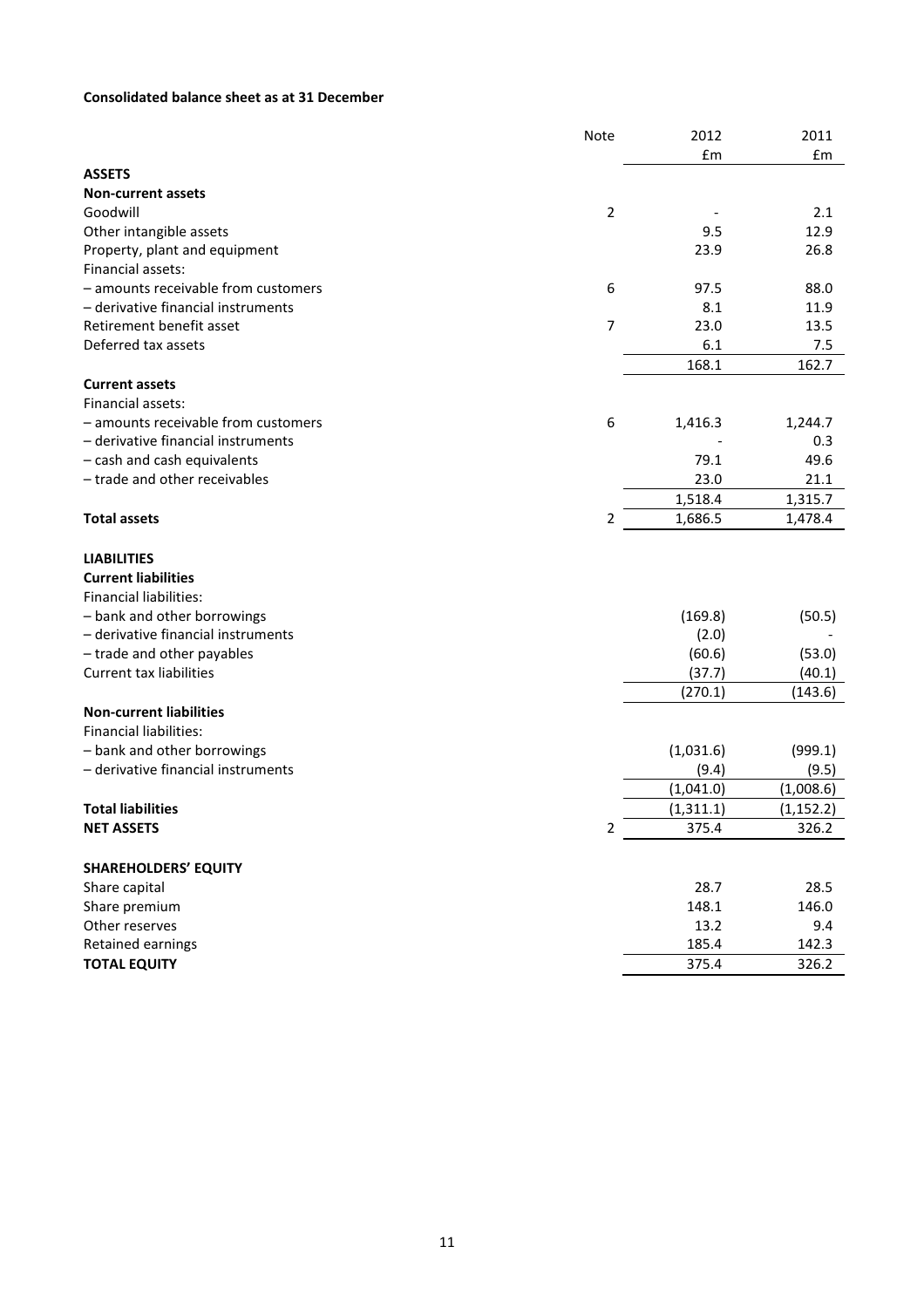**Consolidated balance sheet as at 31 December**

| | Note | 2012 £m | 2011 £m |
|---|---|---|---|
| **ASSETS** | | | |
| **Non-current assets** | | | |
| Goodwill | 2 | - | 2.1 |
| Other intangible assets | | 9.5 | 12.9 |
| Property, plant and equipment | | 23.9 | 26.8 |
| Financial assets: | | | |
| – amounts receivable from customers | 6 | 97.5 | 88.0 |
| – derivative financial instruments | | 8.1 | 11.9 |
| Retirement benefit asset | 7 | 23.0 | 13.5 |
| Deferred tax assets | | 6.1 | 7.5 |
| | | 168.1 | 162.7 |
| **Current assets** | | | |
| Financial assets: | | | |
| – amounts receivable from customers | 6 | 1,416.3 | 1,244.7 |
| – derivative financial instruments | | - | 0.3 |
| – cash and cash equivalents | | 79.1 | 49.6 |
| – trade and other receivables | | 23.0 | 21.1 |
| | | 1,518.4 | 1,315.7 |
| **Total assets** | 2 | 1,686.5 | 1,478.4 |
| | | | |
| **LIABILITIES** | | | |
| **Current liabilities** | | | |
| Financial liabilities: | | | |
| – bank and other borrowings | | (169.8) | (50.5) |
| – derivative financial instruments | | (2.0) | - |
| – trade and other payables | | (60.6) | (53.0) |
| Current tax liabilities | | (37.7) | (40.1) |
| | | (270.1) | (143.6) |
| **Non-current liabilities** | | | |
| Financial liabilities: | | | |
| – bank and other borrowings | | (1,031.6) | (999.1) |
| – derivative financial instruments | | (9.4) | (9.5) |
| | | (1,041.0) | (1,008.6) |
| **Total liabilities** | | (1,311.1) | (1,152.2) |
| **NET ASSETS** | 2 | 375.4 | 326.2 |
| | | | |
| **SHAREHOLDERS' EQUITY** | | | |
| Share capital | | 28.7 | 28.5 |
| Share premium | | 148.1 | 146.0 |
| Other reserves | | 13.2 | 9.4 |
| Retained earnings | | 185.4 | 142.3 |
| **TOTAL EQUITY** | | 375.4 | 326.2 |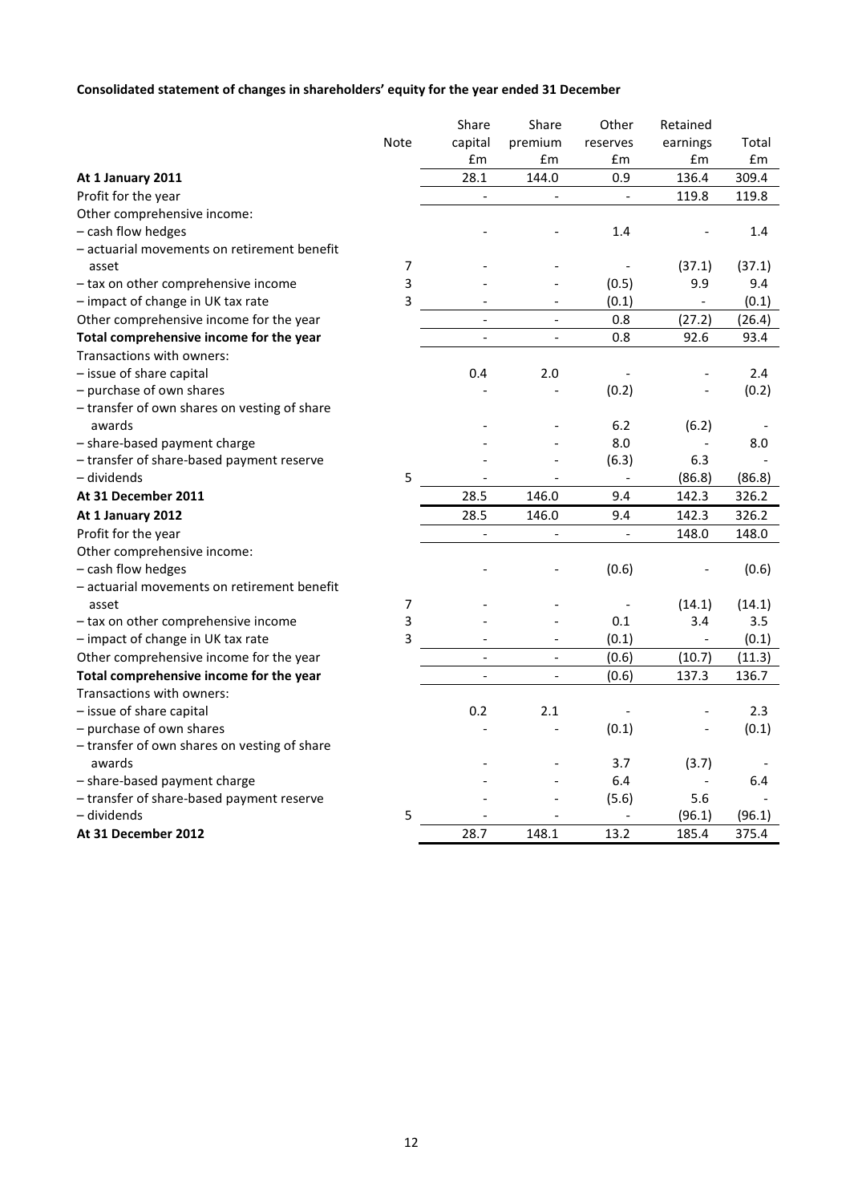**Consolidated statement of changes in shareholders' equity for the year ended 31 December**

| | Note | Share capital £m | Share premium £m | Other reserves £m | Retained earnings £m | Total £m |
|---|---|---|---|---|---|---|
| **At 1 January 2011** | | 28.1 | 144.0 | 0.9 | 136.4 | 309.4 |
| Profit for the year | | - | - | - | 119.8 | 119.8 |
| Other comprehensive income: | | | | | | |
| – cash flow hedges | | - | - | 1.4 | - | 1.4 |
| – actuarial movements on retirement benefit asset | 7 | - | - | - | (37.1) | (37.1) |
| – tax on other comprehensive income | 3 | - | - | (0.5) | 9.9 | 9.4 |
| – impact of change in UK tax rate | 3 | - | - | (0.1) | - | (0.1) |
| Other comprehensive income for the year | | - | - | 0.8 | (27.2) | (26.4) |
| **Total comprehensive income for the year** | | - | - | 0.8 | 92.6 | 93.4 |
| Transactions with owners: | | | | | | |
| – issue of share capital | | 0.4 | 2.0 | - | - | 2.4 |
| – purchase of own shares | | - | - | (0.2) | - | (0.2) |
| – transfer of own shares on vesting of share awards | | - | - | 6.2 | (6.2) | - |
| – share-based payment charge | | - | - | 8.0 | - | 8.0 |
| – transfer of share-based payment reserve | | - | - | (6.3) | 6.3 | - |
| – dividends | 5 | - | - | - | (86.8) | (86.8) |
| **At 31 December 2011** | | 28.5 | 146.0 | 9.4 | 142.3 | 326.2 |
| **At 1 January 2012** | | 28.5 | 146.0 | 9.4 | 142.3 | 326.2 |
| Profit for the year | | - | - | - | 148.0 | 148.0 |
| Other comprehensive income: | | | | | | |
| – cash flow hedges | | - | - | (0.6) | - | (0.6) |
| – actuarial movements on retirement benefit asset | 7 | - | - | - | (14.1) | (14.1) |
| – tax on other comprehensive income | 3 | - | - | 0.1 | 3.4 | 3.5 |
| – impact of change in UK tax rate | 3 | - | - | (0.1) | - | (0.1) |
| Other comprehensive income for the year | | - | - | (0.6) | (10.7) | (11.3) |
| **Total comprehensive income for the year** | | - | - | (0.6) | 137.3 | 136.7 |
| Transactions with owners: | | | | | | |
| – issue of share capital | | 0.2 | 2.1 | - | - | 2.3 |
| – purchase of own shares | | - | - | (0.1) | - | (0.1) |
| – transfer of own shares on vesting of share awards | | - | - | 3.7 | (3.7) | - |
| – share-based payment charge | | - | - | 6.4 | - | 6.4 |
| – transfer of share-based payment reserve | | - | - | (5.6) | 5.6 | - |
| – dividends | 5 | - | - | - | (96.1) | (96.1) |
| **At 31 December 2012** | | 28.7 | 148.1 | 13.2 | 185.4 | 375.4 |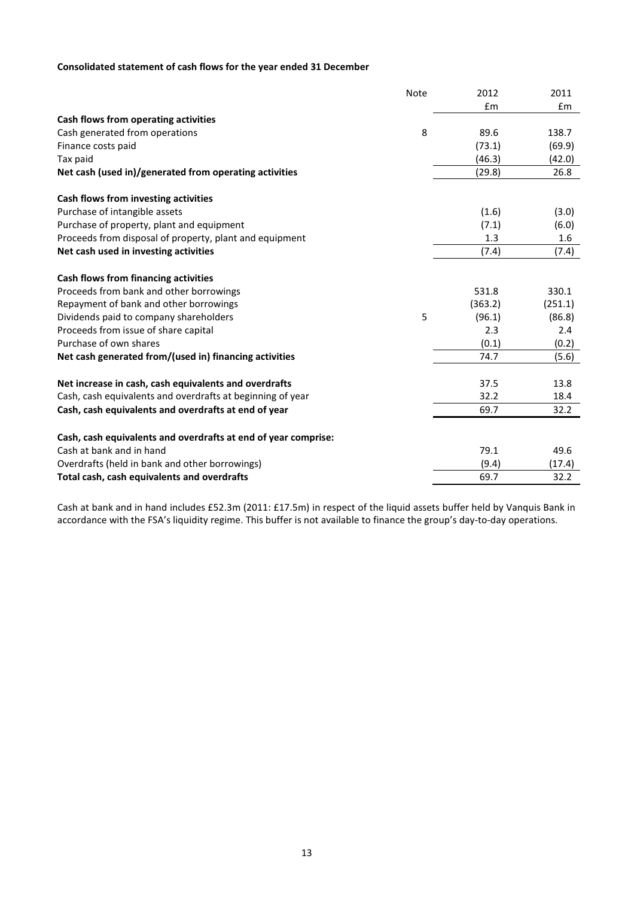**Consolidated statement of cash flows for the year ended 31 December**

| | Note | 2012 | 2011 |
|---|---|---|---|
| | | £m | £m |
| **Cash flows from operating activities** | | | |
| Cash generated from operations | 8 | 89.6 | 138.7 |
| Finance costs paid | | (73.1) | (69.9) |
| Tax paid | | (46.3) | (42.0) |
| **Net cash (used in)/generated from operating activities** | | (29.8) | 26.8 |
| | | | |
| **Cash flows from investing activities** | | | |
| Purchase of intangible assets | | (1.6) | (3.0) |
| Purchase of property, plant and equipment | | (7.1) | (6.0) |
| Proceeds from disposal of property, plant and equipment | | 1.3 | 1.6 |
| **Net cash used in investing activities** | | (7.4) | (7.4) |
| | | | |
| **Cash flows from financing activities** | | | |
| Proceeds from bank and other borrowings | | 531.8 | 330.1 |
| Repayment of bank and other borrowings | | (363.2) | (251.1) |
| Dividends paid to company shareholders | 5 | (96.1) | (86.8) |
| Proceeds from issue of share capital | | 2.3 | 2.4 |
| Purchase of own shares | | (0.1) | (0.2) |
| **Net cash generated from/(used in) financing activities** | | 74.7 | (5.6) |
| | | | |
| **Net increase in cash, cash equivalents and overdrafts** | | 37.5 | 13.8 |
| Cash, cash equivalents and overdrafts at beginning of year | | 32.2 | 18.4 |
| **Cash, cash equivalents and overdrafts at end of year** | | 69.7 | 32.2 |
| | | | |
| **Cash, cash equivalents and overdrafts at end of year comprise:** | | | |
| Cash at bank and in hand | | 79.1 | 49.6 |
| Overdrafts (held in bank and other borrowings) | | (9.4) | (17.4) |
| **Total cash, cash equivalents and overdrafts** | | 69.7 | 32.2 |

Cash at bank and in hand includes £52.3m (2011: £17.5m) in respect of the liquid assets buffer held by Vanquis Bank in accordance with the FSA's liquidity regime. This buffer is not available to finance the group's day-to-day operations.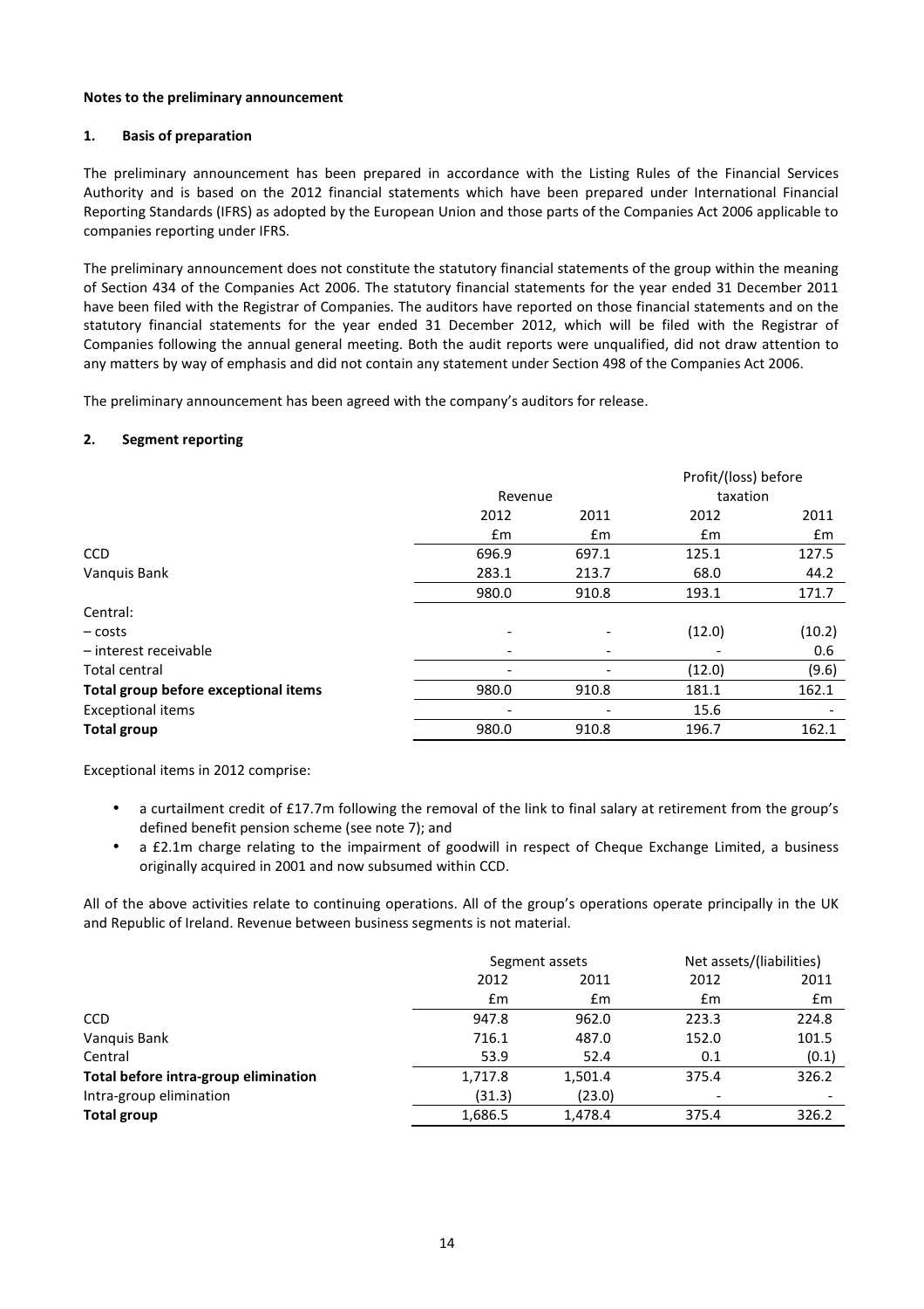**Notes to the preliminary announcement**

**1. Basis of preparation**

The preliminary announcement has been prepared in accordance with the Listing Rules of the Financial Services Authority and is based on the 2012 financial statements which have been prepared under International Financial Reporting Standards (IFRS) as adopted by the European Union and those parts of the Companies Act 2006 applicable to companies reporting under IFRS.

The preliminary announcement does not constitute the statutory financial statements of the group within the meaning of Section 434 of the Companies Act 2006. The statutory financial statements for the year ended 31 December 2011 have been filed with the Registrar of Companies. The auditors have reported on those financial statements and on the statutory financial statements for the year ended 31 December 2012, which will be filed with the Registrar of Companies following the annual general meeting. Both the audit reports were unqualified, did not draw attention to any matters by way of emphasis and did not contain any statement under Section 498 of the Companies Act 2006.

The preliminary announcement has been agreed with the company's auditors for release.

**2. Segment reporting**

| | Revenue | | Profit/(loss) before taxation | |
|---|---|---|---|---|
| | 2012 | 2011 | 2012 | 2011 |
| | £m | £m | £m | £m |
| CCD | 696.9 | 697.1 | 125.1 | 127.5 |
| Vanquis Bank | 283.1 | 213.7 | 68.0 | 44.2 |
| | 980.0 | 910.8 | 193.1 | 171.7 |
| Central: | | | | |
| – costs | - | - | (12.0) | (10.2) |
| – interest receivable | - | - | - | 0.6 |
| Total central | - | - | (12.0) | (9.6) |
| **Total group before exceptional items** | 980.0 | 910.8 | 181.1 | 162.1 |
| Exceptional items | - | - | 15.6 | - |
| **Total group** | 980.0 | 910.8 | 196.7 | 162.1 |

Exceptional items in 2012 comprise:

- a curtailment credit of £17.7m following the removal of the link to final salary at retirement from the group's defined benefit pension scheme (see note 7); and
- a £2.1m charge relating to the impairment of goodwill in respect of Cheque Exchange Limited, a business originally acquired in 2001 and now subsumed within CCD.

All of the above activities relate to continuing operations. All of the group's operations operate principally in the UK and Republic of Ireland. Revenue between business segments is not material.

| | Segment assets | | Net assets/(liabilities) | |
|---|---|---|---|---|
| | 2012 | 2011 | 2012 | 2011 |
| | £m | £m | £m | £m |
| CCD | 947.8 | 962.0 | 223.3 | 224.8 |
| Vanquis Bank | 716.1 | 487.0 | 152.0 | 101.5 |
| Central | 53.9 | 52.4 | 0.1 | (0.1) |
| **Total before intra-group elimination** | 1,717.8 | 1,501.4 | 375.4 | 326.2 |
| Intra-group elimination | (31.3) | (23.0) | - | - |
| **Total group** | 1,686.5 | 1,478.4 | 375.4 | 326.2 |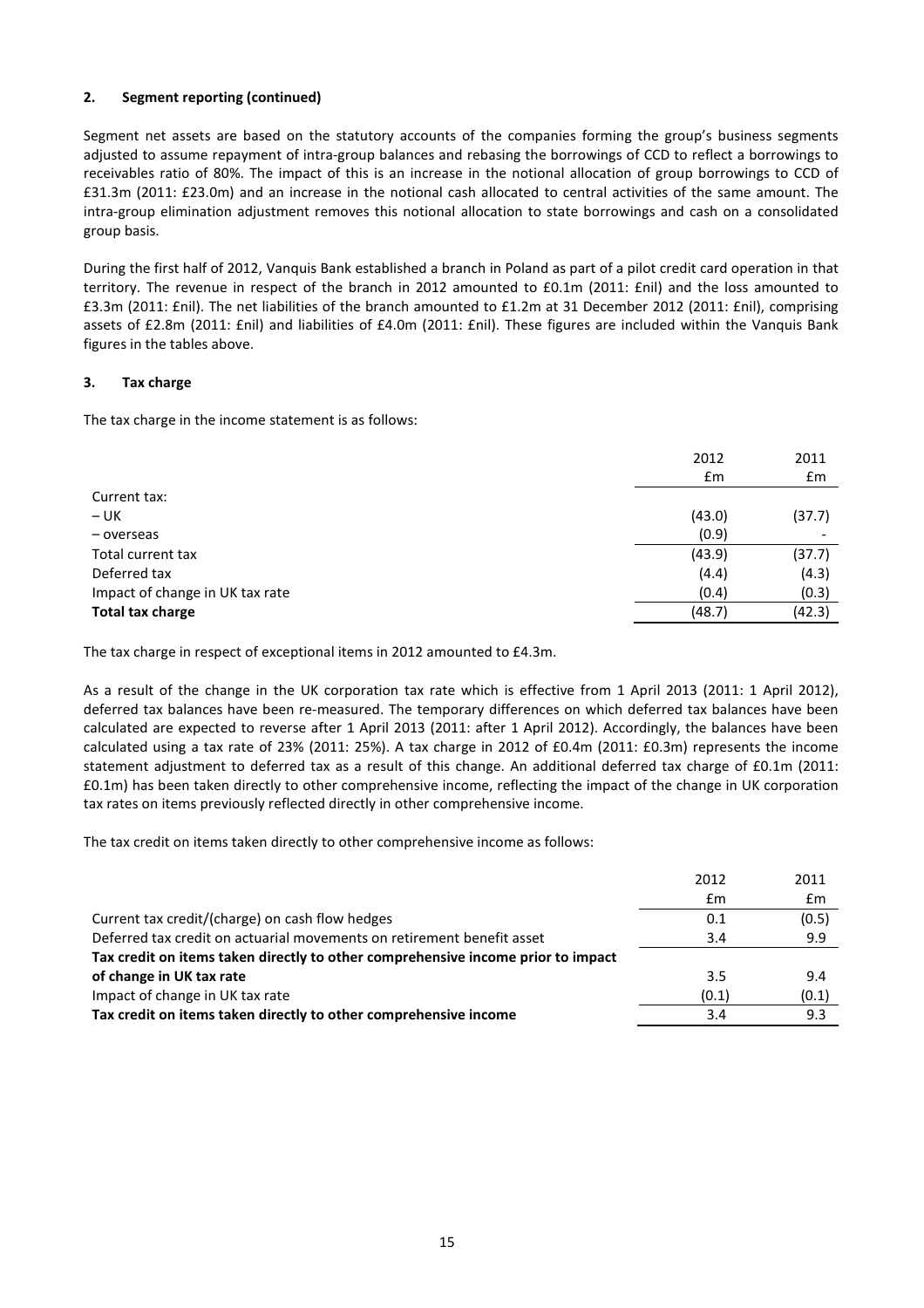## 2. Segment reporting (continued)

Segment net assets are based on the statutory accounts of the companies forming the group's business segments adjusted to assume repayment of intra-group balances and rebasing the borrowings of CCD to reflect a borrowings to receivables ratio of 80%. The impact of this is an increase in the notional allocation of group borrowings to CCD of £31.3m (2011: £23.0m) and an increase in the notional cash allocated to central activities of the same amount. The intra-group elimination adjustment removes this notional allocation to state borrowings and cash on a consolidated group basis.

During the first half of 2012, Vanquis Bank established a branch in Poland as part of a pilot credit card operation in that territory. The revenue in respect of the branch in 2012 amounted to £0.1m (2011: £nil) and the loss amounted to £3.3m (2011: £nil). The net liabilities of the branch amounted to £1.2m at 31 December 2012 (2011: £nil), comprising assets of £2.8m (2011: £nil) and liabilities of £4.0m (2011: £nil). These figures are included within the Vanquis Bank figures in the tables above.

## 3. Tax charge

The tax charge in the income statement is as follows:

| | 2012 £m | 2011 £m |
|---|---|---|
| Current tax: | | |
| – UK | (43.0) | (37.7) |
| – overseas | (0.9) | - |
| Total current tax | (43.9) | (37.7) |
| Deferred tax | (4.4) | (4.3) |
| Impact of change in UK tax rate | (0.4) | (0.3) |
| **Total tax charge** | **(48.7)** | **(42.3)** |

The tax charge in respect of exceptional items in 2012 amounted to £4.3m.

As a result of the change in the UK corporation tax rate which is effective from 1 April 2013 (2011: 1 April 2012), deferred tax balances have been re-measured. The temporary differences on which deferred tax balances have been calculated are expected to reverse after 1 April 2013 (2011: after 1 April 2012). Accordingly, the balances have been calculated using a tax rate of 23% (2011: 25%). A tax charge in 2012 of £0.4m (2011: £0.3m) represents the income statement adjustment to deferred tax as a result of this change. An additional deferred tax charge of £0.1m (2011: £0.1m) has been taken directly to other comprehensive income, reflecting the impact of the change in UK corporation tax rates on items previously reflected directly in other comprehensive income.

The tax credit on items taken directly to other comprehensive income as follows:

| | 2012 £m | 2011 £m |
|---|---|---|
| Current tax credit/(charge) on cash flow hedges | 0.1 | (0.5) |
| Deferred tax credit on actuarial movements on retirement benefit asset | 3.4 | 9.9 |
| **Tax credit on items taken directly to other comprehensive income prior to impact of change in UK tax rate** | 3.5 | 9.4 |
| Impact of change in UK tax rate | (0.1) | (0.1) |
| **Tax credit on items taken directly to other comprehensive income** | 3.4 | 9.3 |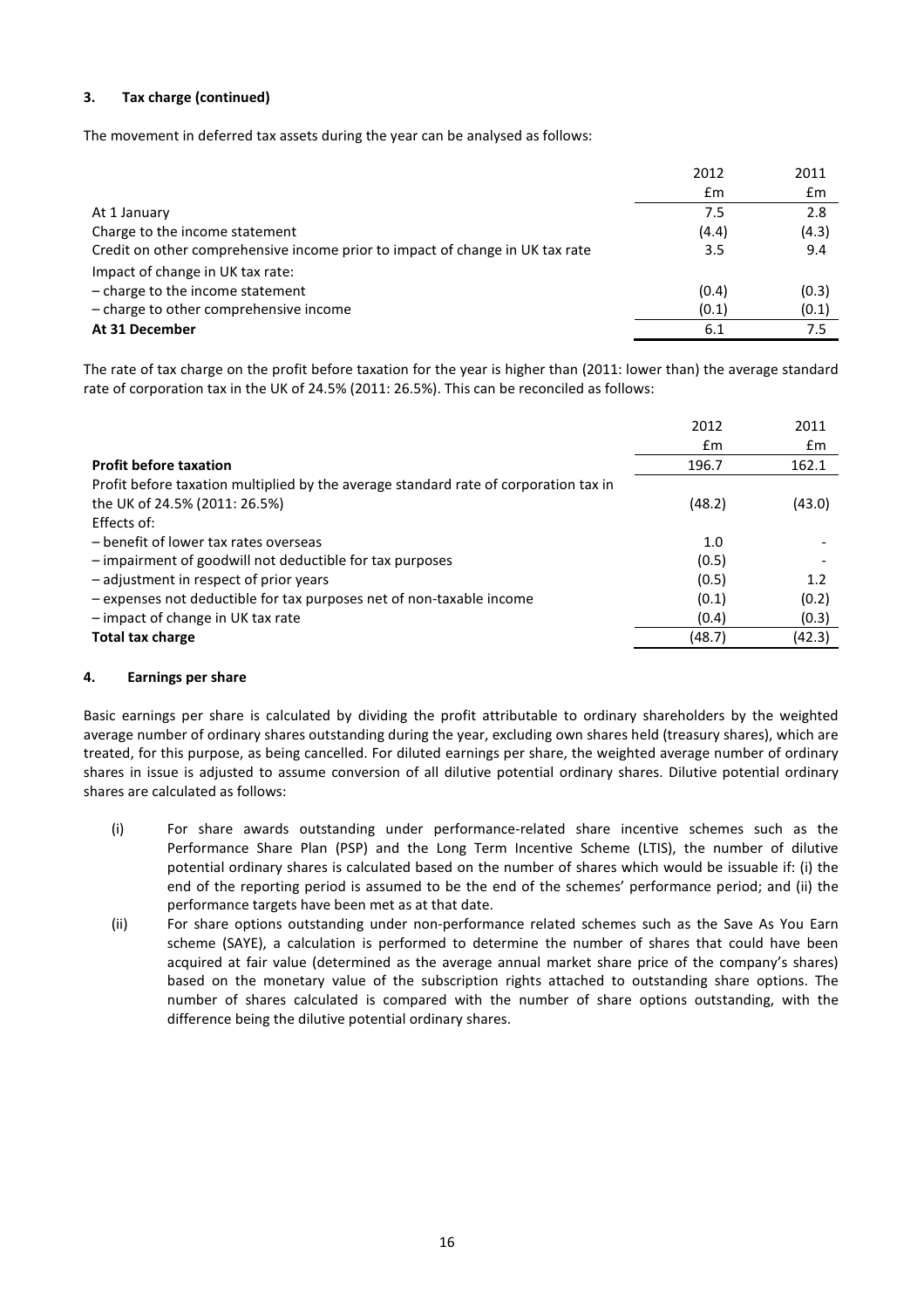### 3. Tax charge (continued)

The movement in deferred tax assets during the year can be analysed as follows:

| | 2012 | 2011 |
|---|---|---|
| | £m | £m |
| At 1 January | 7.5 | 2.8 |
| Charge to the income statement | (4.4) | (4.3) |
| Credit on other comprehensive income prior to impact of change in UK tax rate | 3.5 | 9.4 |
| Impact of change in UK tax rate: | | |
| – charge to the income statement | (0.4) | (0.3) |
| – charge to other comprehensive income | (0.1) | (0.1) |
| **At 31 December** | 6.1 | 7.5 |

The rate of tax charge on the profit before taxation for the year is higher than (2011: lower than) the average standard rate of corporation tax in the UK of 24.5% (2011: 26.5%). This can be reconciled as follows:

| | 2012 | 2011 |
|---|---|---|
| | £m | £m |
| **Profit before taxation** | 196.7 | 162.1 |
| Profit before taxation multiplied by the average standard rate of corporation tax in the UK of 24.5% (2011: 26.5%) | (48.2) | (43.0) |
| Effects of: | | |
| – benefit of lower tax rates overseas | 1.0 | - |
| – impairment of goodwill not deductible for tax purposes | (0.5) | - |
| – adjustment in respect of prior years | (0.5) | 1.2 |
| – expenses not deductible for tax purposes net of non-taxable income | (0.1) | (0.2) |
| – impact of change in UK tax rate | (0.4) | (0.3) |
| **Total tax charge** | (48.7) | (42.3) |

### 4. Earnings per share

Basic earnings per share is calculated by dividing the profit attributable to ordinary shareholders by the weighted average number of ordinary shares outstanding during the year, excluding own shares held (treasury shares), which are treated, for this purpose, as being cancelled. For diluted earnings per share, the weighted average number of ordinary shares in issue is adjusted to assume conversion of all dilutive potential ordinary shares. Dilutive potential ordinary shares are calculated as follows:

(i) For share awards outstanding under performance-related share incentive schemes such as the Performance Share Plan (PSP) and the Long Term Incentive Scheme (LTIS), the number of dilutive potential ordinary shares is calculated based on the number of shares which would be issuable if: (i) the end of the reporting period is assumed to be the end of the schemes' performance period; and (ii) the performance targets have been met as at that date.

(ii) For share options outstanding under non-performance related schemes such as the Save As You Earn scheme (SAYE), a calculation is performed to determine the number of shares that could have been acquired at fair value (determined as the average annual market share price of the company's shares) based on the monetary value of the subscription rights attached to outstanding share options. The number of shares calculated is compared with the number of share options outstanding, with the difference being the dilutive potential ordinary shares.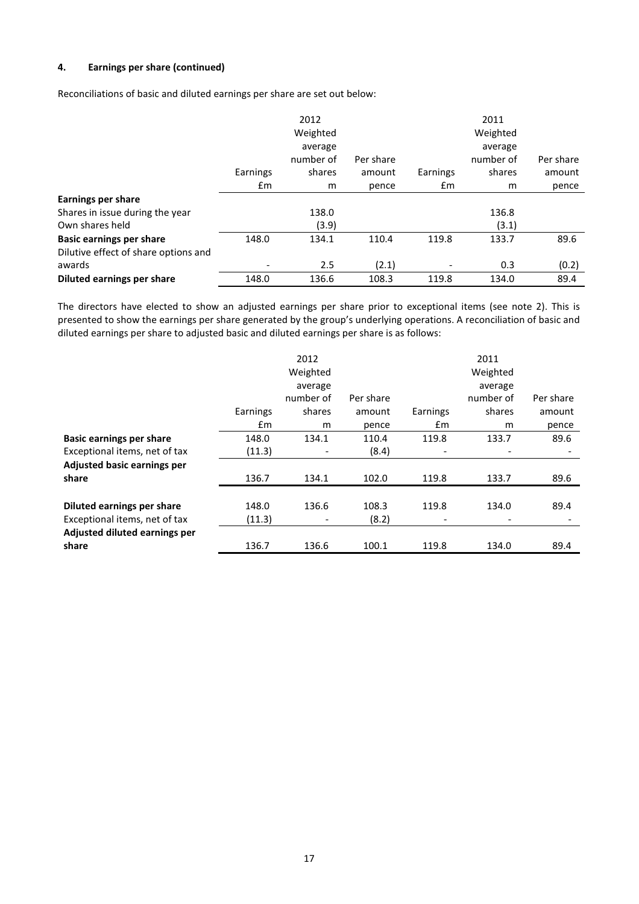#### 4. Earnings per share (continued)

Reconciliations of basic and diluted earnings per share are set out below:

| | 2012 | | | 2011 | | |
|---|---|---|---|---|---|---|
| | Earnings | Weighted average number of shares | Per share amount | Earnings | Weighted average number of shares | Per share amount |
| | £m | m | pence | £m | m | pence |
| **Earnings per share** | | | | | | |
| Shares in issue during the year | | 138.0 | | | 136.8 | |
| Own shares held | | (3.9) | | | (3.1) | |
| **Basic earnings per share** | 148.0 | 134.1 | 110.4 | 119.8 | 133.7 | 89.6 |
| Dilutive effect of share options and awards | - | 2.5 | (2.1) | - | 0.3 | (0.2) |
| **Diluted earnings per share** | 148.0 | 136.6 | 108.3 | 119.8 | 134.0 | 89.4 |

The directors have elected to show an adjusted earnings per share prior to exceptional items (see note 2). This is presented to show the earnings per share generated by the group's underlying operations. A reconciliation of basic and diluted earnings per share to adjusted basic and diluted earnings per share is as follows:

| | 2012 | | | 2011 | | |
|---|---|---|---|---|---|---|
| | Earnings | Weighted average number of shares | Per share amount | Earnings | Weighted average number of shares | Per share amount |
| | £m | m | pence | £m | m | pence |
| **Basic earnings per share** | 148.0 | 134.1 | 110.4 | 119.8 | 133.7 | 89.6 |
| Exceptional items, net of tax | (11.3) | - | (8.4) | - | - | - |
| **Adjusted basic earnings per share** | 136.7 | 134.1 | 102.0 | 119.8 | 133.7 | 89.6 |
| | | | | | | |
| **Diluted earnings per share** | 148.0 | 136.6 | 108.3 | 119.8 | 134.0 | 89.4 |
| Exceptional items, net of tax | (11.3) | - | (8.2) | - | - | - |
| **Adjusted diluted earnings per share** | 136.7 | 136.6 | 100.1 | 119.8 | 134.0 | 89.4 |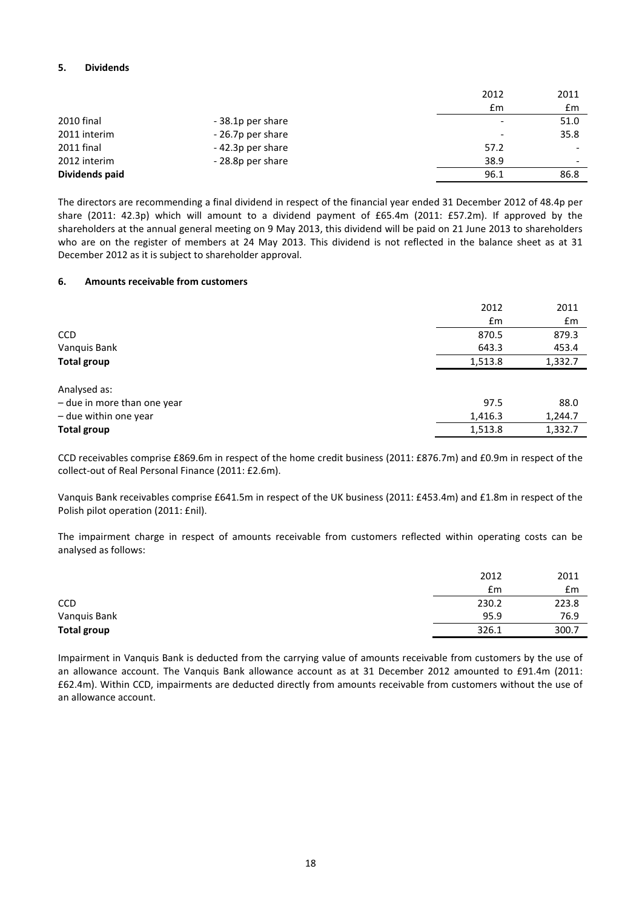## 5. Dividends

| | | 2012 | 2011 |
|---|---|---|---|
| | | £m | £m |
| 2010 final | - 38.1p per share | - | 51.0 |
| 2011 interim | - 26.7p per share | - | 35.8 |
| 2011 final | - 42.3p per share | 57.2 | - |
| 2012 interim | - 28.8p per share | 38.9 | - |
| **Dividends paid** | | 96.1 | 86.8 |

The directors are recommending a final dividend in respect of the financial year ended 31 December 2012 of 48.4p per share (2011: 42.3p) which will amount to a dividend payment of £65.4m (2011: £57.2m). If approved by the shareholders at the annual general meeting on 9 May 2013, this dividend will be paid on 21 June 2013 to shareholders who are on the register of members at 24 May 2013. This dividend is not reflected in the balance sheet as at 31 December 2012 as it is subject to shareholder approval.

## 6. Amounts receivable from customers

| | 2012 | 2011 |
|---|---|---|
| | £m | £m |
| CCD | 870.5 | 879.3 |
| Vanquis Bank | 643.3 | 453.4 |
| **Total group** | 1,513.8 | 1,332.7 |
| | | |
| Analysed as: | | |
| – due in more than one year | 97.5 | 88.0 |
| – due within one year | 1,416.3 | 1,244.7 |
| **Total group** | 1,513.8 | 1,332.7 |

CCD receivables comprise £869.6m in respect of the home credit business (2011: £876.7m) and £0.9m in respect of the collect-out of Real Personal Finance (2011: £2.6m).

Vanquis Bank receivables comprise £641.5m in respect of the UK business (2011: £453.4m) and £1.8m in respect of the Polish pilot operation (2011: £nil).

The impairment charge in respect of amounts receivable from customers reflected within operating costs can be analysed as follows:

| | 2012 | 2011 |
|---|---|---|
| | £m | £m |
| CCD | 230.2 | 223.8 |
| Vanquis Bank | 95.9 | 76.9 |
| **Total group** | 326.1 | 300.7 |

Impairment in Vanquis Bank is deducted from the carrying value of amounts receivable from customers by the use of an allowance account. The Vanquis Bank allowance account as at 31 December 2012 amounted to £91.4m (2011: £62.4m). Within CCD, impairments are deducted directly from amounts receivable from customers without the use of an allowance account.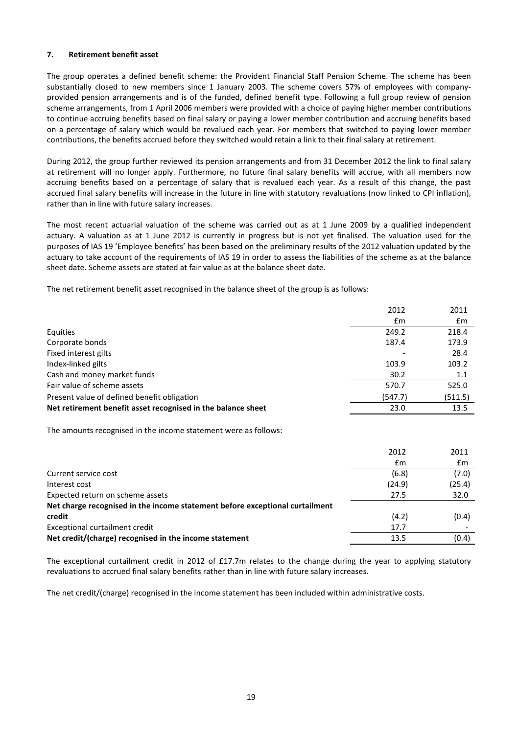## 7. Retirement benefit asset

The group operates a defined benefit scheme: the Provident Financial Staff Pension Scheme. The scheme has been substantially closed to new members since 1 January 2003. The scheme covers 57% of employees with company-provided pension arrangements and is of the funded, defined benefit type. Following a full group review of pension scheme arrangements, from 1 April 2006 members were provided with a choice of paying higher member contributions to continue accruing benefits based on final salary or paying a lower member contribution and accruing benefits based on a percentage of salary which would be revalued each year. For members that switched to paying lower member contributions, the benefits accrued before they switched would retain a link to their final salary at retirement.

During 2012, the group further reviewed its pension arrangements and from 31 December 2012 the link to final salary at retirement will no longer apply. Furthermore, no future final salary benefits will accrue, with all members now accruing benefits based on a percentage of salary that is revalued each year. As a result of this change, the past accrued final salary benefits will increase in the future in line with statutory revaluations (now linked to CPI inflation), rather than in line with future salary increases.

The most recent actuarial valuation of the scheme was carried out as at 1 June 2009 by a qualified independent actuary. A valuation as at 1 June 2012 is currently in progress but is not yet finalised. The valuation used for the purposes of IAS 19 'Employee benefits' has been based on the preliminary results of the 2012 valuation updated by the actuary to take account of the requirements of IAS 19 in order to assess the liabilities of the scheme as at the balance sheet date. Scheme assets are stated at fair value as at the balance sheet date.

The net retirement benefit asset recognised in the balance sheet of the group is as follows:

| | 2012 | 2011 |
|---|---|---|
| | £m | £m |
| Equities | 249.2 | 218.4 |
| Corporate bonds | 187.4 | 173.9 |
| Fixed interest gilts | - | 28.4 |
| Index-linked gilts | 103.9 | 103.2 |
| Cash and money market funds | 30.2 | 1.1 |
| Fair value of scheme assets | 570.7 | 525.0 |
| Present value of defined benefit obligation | (547.7) | (511.5) |
| **Net retirement benefit asset recognised in the balance sheet** | 23.0 | 13.5 |

The amounts recognised in the income statement were as follows:

| | 2012 | 2011 |
|---|---|---|
| | £m | £m |
| Current service cost | (6.8) | (7.0) |
| Interest cost | (24.9) | (25.4) |
| Expected return on scheme assets | 27.5 | 32.0 |
| **Net charge recognised in the income statement before exceptional curtailment credit** | (4.2) | (0.4) |
| Exceptional curtailment credit | 17.7 | - |
| **Net credit/(charge) recognised in the income statement** | 13.5 | (0.4) |

The exceptional curtailment credit in 2012 of £17.7m relates to the change during the year to applying statutory revaluations to accrued final salary benefits rather than in line with future salary increases.

The net credit/(charge) recognised in the income statement has been included within administrative costs.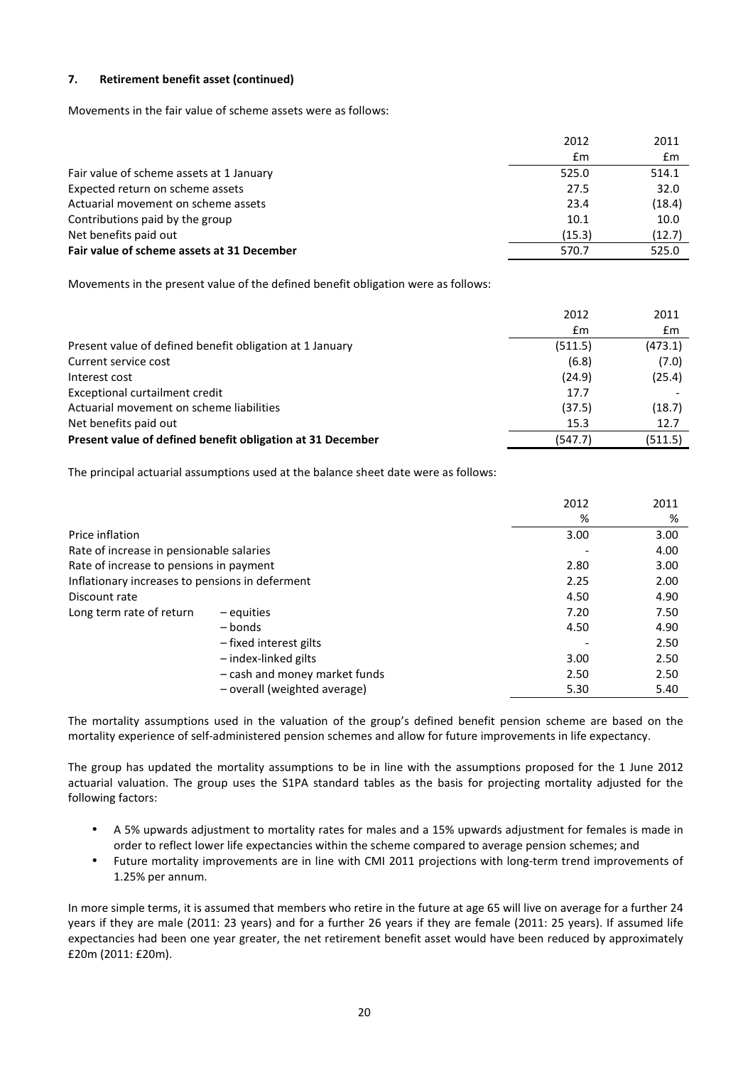### 7. Retirement benefit asset (continued)

Movements in the fair value of scheme assets were as follows:

| | 2012 | 2011 |
|---|---|---|
| | £m | £m |
| Fair value of scheme assets at 1 January | 525.0 | 514.1 |
| Expected return on scheme assets | 27.5 | 32.0 |
| Actuarial movement on scheme assets | 23.4 | (18.4) |
| Contributions paid by the group | 10.1 | 10.0 |
| Net benefits paid out | (15.3) | (12.7) |
| **Fair value of scheme assets at 31 December** | 570.7 | 525.0 |

Movements in the present value of the defined benefit obligation were as follows:

| | 2012 | 2011 |
|---|---|---|
| | £m | £m |
| Present value of defined benefit obligation at 1 January | (511.5) | (473.1) |
| Current service cost | (6.8) | (7.0) |
| Interest cost | (24.9) | (25.4) |
| Exceptional curtailment credit | 17.7 | - |
| Actuarial movement on scheme liabilities | (37.5) | (18.7) |
| Net benefits paid out | 15.3 | 12.7 |
| **Present value of defined benefit obligation at 31 December** | (547.7) | (511.5) |

The principal actuarial assumptions used at the balance sheet date were as follows:

| | | 2012 | 2011 |
|---|---|---|---|
| | | % | % |
| Price inflation | | 3.00 | 3.00 |
| Rate of increase in pensionable salaries | | - | 4.00 |
| Rate of increase to pensions in payment | | 2.80 | 3.00 |
| Inflationary increases to pensions in deferment | | 2.25 | 2.00 |
| Discount rate | | 4.50 | 4.90 |
| Long term rate of return | – equities | 7.20 | 7.50 |
| | – bonds | 4.50 | 4.90 |
| | – fixed interest gilts | - | 2.50 |
| | – index-linked gilts | 3.00 | 2.50 |
| | – cash and money market funds | 2.50 | 2.50 |
| | – overall (weighted average) | 5.30 | 5.40 |

The mortality assumptions used in the valuation of the group's defined benefit pension scheme are based on the mortality experience of self-administered pension schemes and allow for future improvements in life expectancy.

The group has updated the mortality assumptions to be in line with the assumptions proposed for the 1 June 2012 actuarial valuation. The group uses the S1PA standard tables as the basis for projecting mortality adjusted for the following factors:

- A 5% upwards adjustment to mortality rates for males and a 15% upwards adjustment for females is made in order to reflect lower life expectancies within the scheme compared to average pension schemes; and
- Future mortality improvements are in line with CMI 2011 projections with long-term trend improvements of 1.25% per annum.

In more simple terms, it is assumed that members who retire in the future at age 65 will live on average for a further 24 years if they are male (2011: 23 years) and for a further 26 years if they are female (2011: 25 years). If assumed life expectancies had been one year greater, the net retirement benefit asset would have been reduced by approximately £20m (2011: £20m).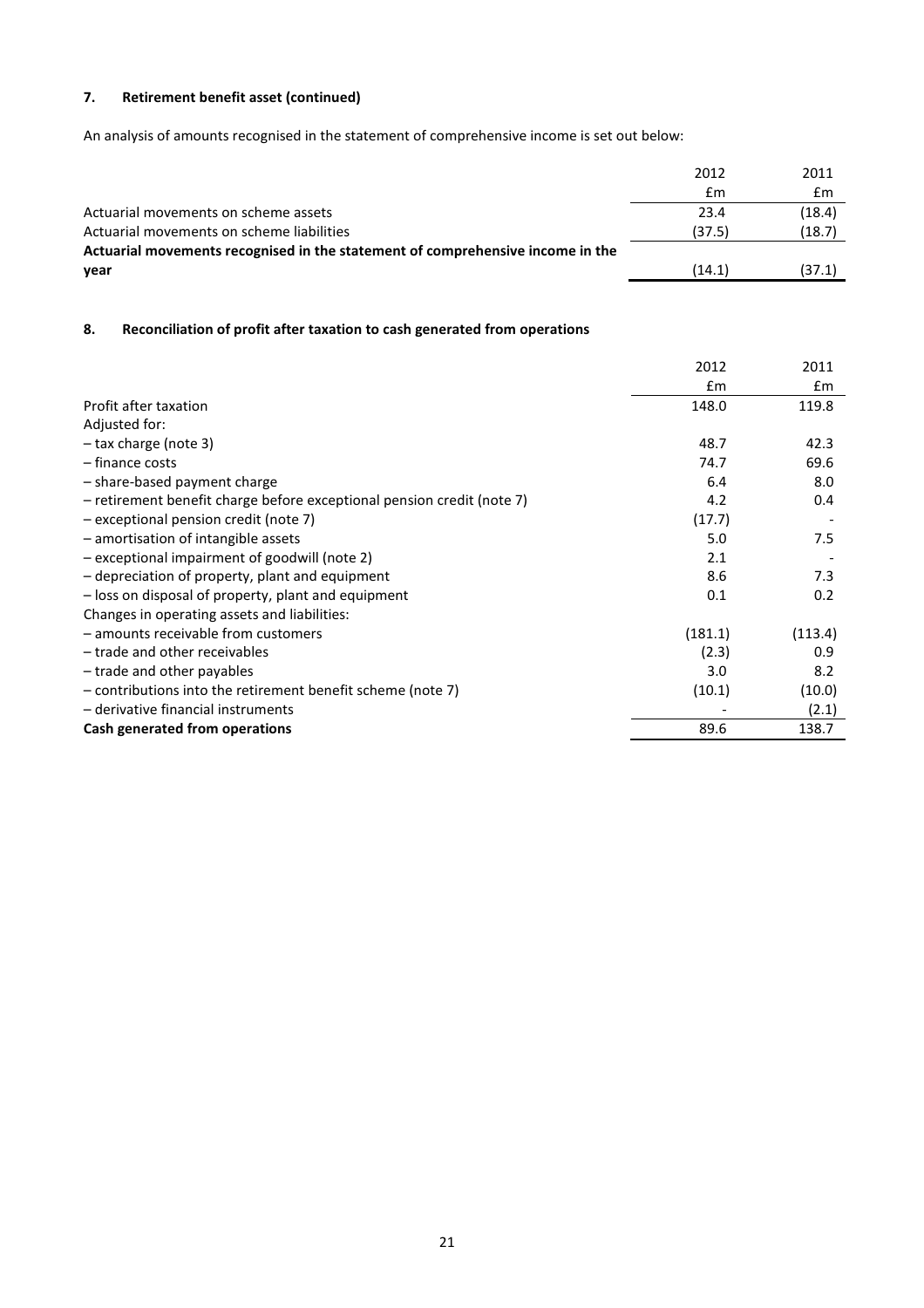### 7. Retirement benefit asset (continued)

An analysis of amounts recognised in the statement of comprehensive income is set out below:

| | 2012 | 2011 |
|---|---|---|
| | £m | £m |
| Actuarial movements on scheme assets | 23.4 | (18.4) |
| Actuarial movements on scheme liabilities | (37.5) | (18.7) |
| **Actuarial movements recognised in the statement of comprehensive income in the year** | (14.1) | (37.1) |

### 8. Reconciliation of profit after taxation to cash generated from operations

| | 2012 | 2011 |
|---|---|---|
| | £m | £m |
| Profit after taxation | 148.0 | 119.8 |
| Adjusted for: | | |
| – tax charge (note 3) | 48.7 | 42.3 |
| – finance costs | 74.7 | 69.6 |
| – share-based payment charge | 6.4 | 8.0 |
| – retirement benefit charge before exceptional pension credit (note 7) | 4.2 | 0.4 |
| – exceptional pension credit (note 7) | (17.7) | - |
| – amortisation of intangible assets | 5.0 | 7.5 |
| – exceptional impairment of goodwill (note 2) | 2.1 | - |
| – depreciation of property, plant and equipment | 8.6 | 7.3 |
| – loss on disposal of property, plant and equipment | 0.1 | 0.2 |
| Changes in operating assets and liabilities: | | |
| – amounts receivable from customers | (181.1) | (113.4) |
| – trade and other receivables | (2.3) | 0.9 |
| – trade and other payables | 3.0 | 8.2 |
| – contributions into the retirement benefit scheme (note 7) | (10.1) | (10.0) |
| – derivative financial instruments | - | (2.1) |
| **Cash generated from operations** | 89.6 | 138.7 |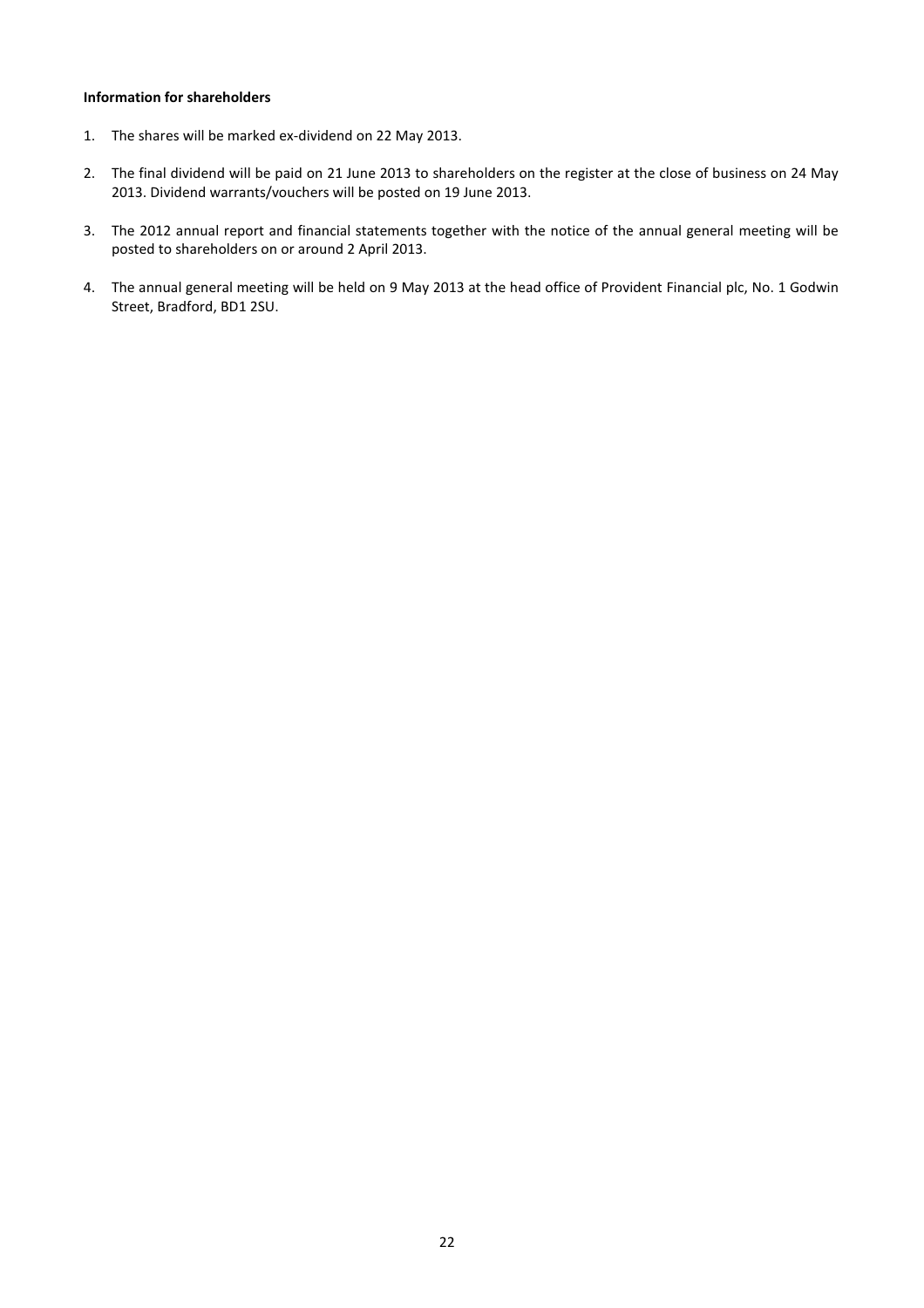**Information for shareholders**

1. The shares will be marked ex-dividend on 22 May 2013.

2. The final dividend will be paid on 21 June 2013 to shareholders on the register at the close of business on 24 May 2013. Dividend warrants/vouchers will be posted on 19 June 2013.

3. The 2012 annual report and financial statements together with the notice of the annual general meeting will be posted to shareholders on or around 2 April 2013.

4. The annual general meeting will be held on 9 May 2013 at the head office of Provident Financial plc, No. 1 Godwin Street, Bradford, BD1 2SU.